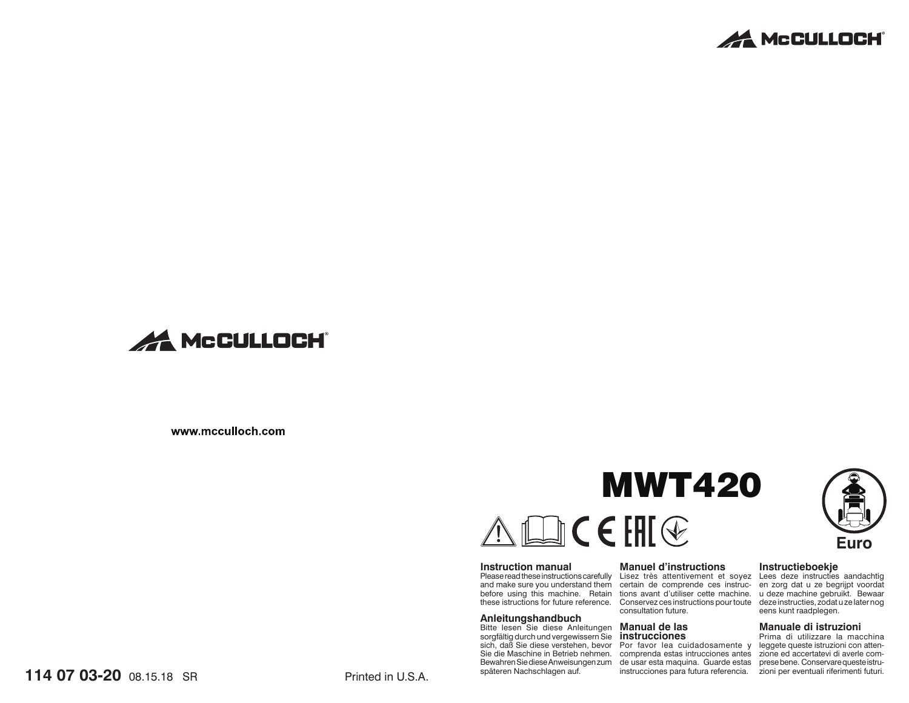McCULLOCH®

McCULLOCH®

www.mcculloch.com

# MWT420

Euro

## Instruction manual
Please read these instructions carefully and make sure you understand them before using this machine. Retain these istructions for future reference.

## Anleitungshandbuch
Bitte lesen Sie diese Anleitungen sorgfältig durch und vergewissern Sie sich, daß Sie diese verstehen, bevor Sie die Maschine in Betrieb nehmen. Bewahren Sie diese Anweisungen zum späteren Nachschlagen auf.

## Manuel d'instructions
Lisez très attentivement et soyez certain de comprende ces instructions avant d'utiliser cette machine. Conservez ces instructions pour toute consultation future.

## Manual de las instrucciones
Por favor lea cuidadosamente y comprenda estas intrucciones antes de usar esta maquina. Guarde estas instrucciones para futura referencia.

## Instructieboekje
Lees deze instructies aandachtig en zorg dat u ze begrijpt voordat u deze machine gebruikt. Bewaar deze instructies, zodat u ze later nog eens kunt raadplegen.

## Manuale di istruzioni
Prima di utilizzare la macchina leggete queste istruzioni con attenzione ed accertatevi di averle compresebene. Conservare queste istruzioni per eventuali riferimenti futuri.

**114 07 03-20** 08.15.18 SR

Printed in U.S.A.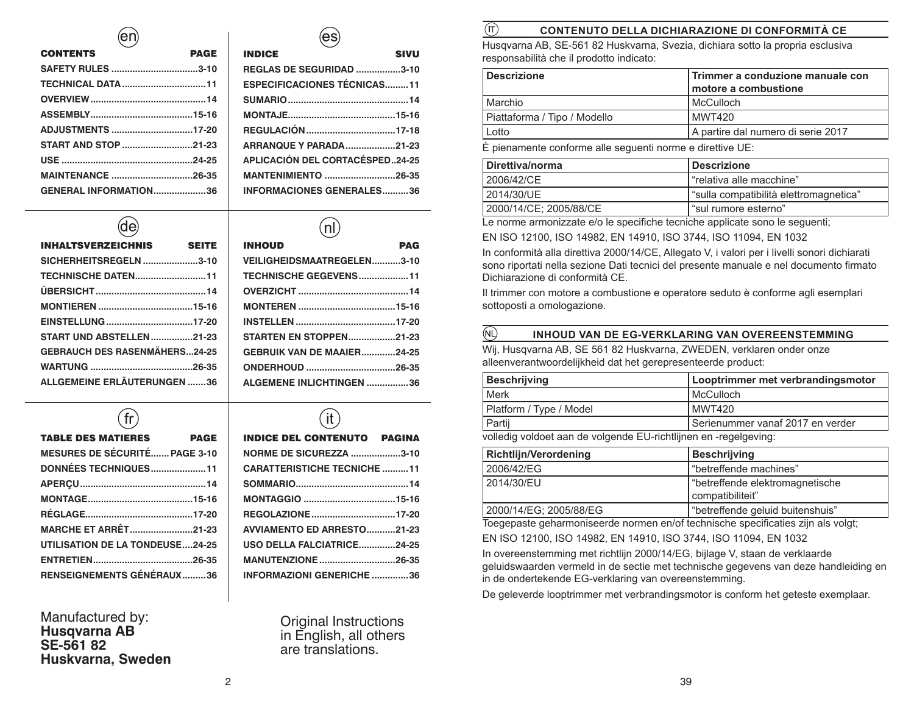## (en)

| CONTENTS | PAGE |
|---|---|
| SAFETY RULES | 3-10 |
| TECHNICAL DATA | 11 |
| OVERVIEW | 14 |
| ASSEMBLY | 15-16 |
| ADJUSTMENTS | 17-20 |
| START AND STOP | 21-23 |
| USE | 24-25 |
| MAINTENANCE | 26-35 |
| GENERAL INFORMATION | 36 |

## (es)

| INDICE | SIVU |
|---|---|
| REGLAS DE SEGURIDAD | 3-10 |
| ESPECIFICACIONES TÉCNICAS | 11 |
| SUMARIO | 14 |
| MONTAJE | 15-16 |
| REGULACIÓN | 17-18 |
| ARRANQUE Y PARADA | 21-23 |
| APLICACIÓN DEL CORTACÉSPED | 24-25 |
| MANTENIMIENTO | 26-35 |
| INFORMACIONES GENERALES | 36 |

## (de)

| INHALTSVERZEICHNIS | SEITE |
|---|---|
| SICHERHEITSREGELN | 3-10 |
| TECHNISCHE DATEN | 11 |
| ÜBERSICHT | 14 |
| MONTIEREN | 15-16 |
| EINSTELLUNG | 17-20 |
| START UND ABSTELLEN | 21-23 |
| GEBRAUCH DES RASENMÄHERS | 24-25 |
| WARTUNG | 26-35 |
| ALLGEMEINE ERLÄUTERUNGEN | 36 |

## (nl)

| INHOUD | PAG |
|---|---|
| VEILIGHEIDSMAATREGELEN | 3-10 |
| TECHNISCHE GEGEVENS | 11 |
| OVERZICHT | 14 |
| MONTEREN | 15-16 |
| INSTELLEN | 17-20 |
| STARTEN EN STOPPEN | 21-23 |
| GEBRUIK VAN DE MAAIER | 24-25 |
| ONDERHOUD | 26-35 |
| ALGEMENE INLICHTINGEN | 36 |

## (fr)

| TABLE DES MATIERES | PAGE |
|---|---|
| MESURES DE SÉCURITÉ | PAGE 3-10 |
| DONNÉES TECHNIQUES | 11 |
| APERÇU | 14 |
| MONTAGE | 15-16 |
| RÉGLAGE | 17-20 |
| MARCHE ET ARRÊT | 21-23 |
| UTILISATION DE LA TONDEUSE | 24-25 |
| ENTRETIEN | 26-35 |
| RENSEIGNEMENTS GÉNÉRAUX | 36 |

## (it)

| INDICE DEL CONTENUTO | PAGINA |
|---|---|
| NORME DE SICUREZZA | 3-10 |
| CARATTERISTICHE TECNICHE | 11 |
| SOMMARIO | 14 |
| MONTAGGIO | 15-16 |
| REGOLAZIONE | 17-20 |
| AVVIAMENTO ED ARRESTO | 21-23 |
| USO DELLA FALCIATRICE | 24-25 |
| MANUTENZIONE | 26-35 |
| INFORMAZIONI GENERICHE | 36 |

Manufactured by:
**Husqvarna AB**
**SE-561 82**
**Huskvarna, Sweden**

Original Instructions in English, all others are translations.

## (IT) CONTENUTO DELLA DICHIARAZIONE DI CONFORMITÀ CE

Husqvarna AB, SE-561 82 Huskvarna, Svezia, dichiara sotto la propria esclusiva responsabilità che il prodotto indicato:

| Descrizione | Trimmer a conduzione manuale con motore a combustione |
|---|---|
| Marchio | McCulloch |
| Piattaforma / Tipo / Modello | MWT420 |
| Lotto | A partire dal numero di serie 2017 |

È pienamente conforme alle seguenti norme e direttive UE:

| Direttiva/norma | Descrizione |
|---|---|
| 2006/42/CE | "relativa alle macchine" |
| 2014/30/UE | "sulla compatibilità elettromagnetica" |
| 2000/14/CE; 2005/88/CE | "sul rumore esterno" |

Le norme armonizzate e/o le specifiche tecniche applicate sono le seguenti;

EN ISO 12100, ISO 14982, EN 14910, ISO 3744, ISO 11094, EN 1032

In conformità alla direttiva 2000/14/CE, Allegato V, i valori per i livelli sonori dichiarati sono riportati nella sezione Dati tecnici del presente manuale e nel documento firmato Dichiarazione di conformità CE.

Il trimmer con motore a combustione e operatore seduto è conforme agli esemplari sottoposti a omologazione.

## (NL) INHOUD VAN DE EG-VERKLARING VAN OVEREENSTEMMING

Wij, Husqvarna AB, SE 561 82 Huskvarna, ZWEDEN, verklaren onder onze alleenverantwoordelijkheid dat het gerepresenteerde product:

| Beschrijving | Looptrimmer met verbrandingsmotor |
|---|---|
| Merk | McCulloch |
| Platform / Type / Model | MWT420 |
| Partij | Serienummer vanaf 2017 en verder |

volledig voldoet aan de volgende EU-richtlijnen en -regelgeving:

| Richtlijn/Verordening | Beschrijving |
|---|---|
| 2006/42/EG | "betreffende machines" |
| 2014/30/EU | "betreffende elektromagnetische compatibiliteit" |
| 2000/14/EG; 2005/88/EG | "betreffende geluid buitenshuis" |

Toegepaste geharmoniseerde normen en/of technische specificaties zijn als volgt;

EN ISO 12100, ISO 14982, EN 14910, ISO 3744, ISO 11094, EN 1032

In overeenstemming met richtlijn 2000/14/EG, bijlage V, staan de verklaarde geluidswaarden vermeld in de sectie met technische gegevens van deze handleiding en in de ondertekende EG-verklaring van overeenstemming.

De geleverde looptrimmer met verbrandingsmotor is conform het geteste exemplaar.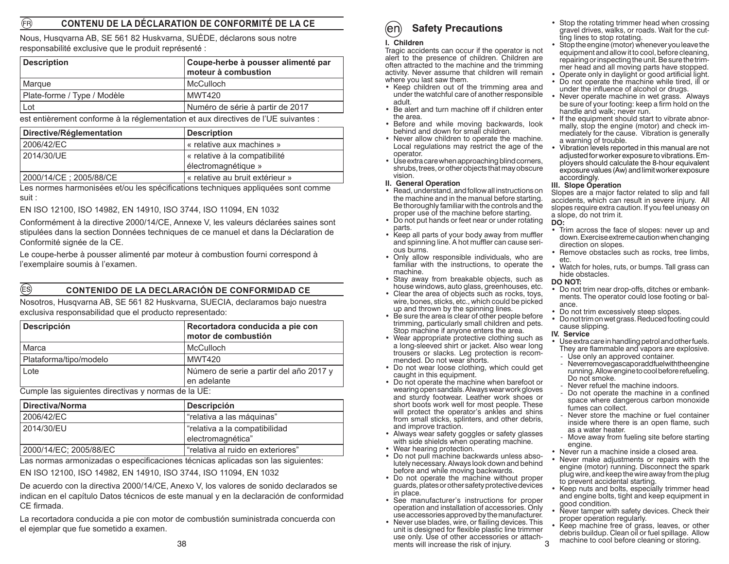## (FR) CONTENU DE LA DÉCLARATION DE CONFORMITÉ DE LA CE

Nous, Husqvarna AB, SE 561 82 Huskvarna, SUÈDE, déclarons sous notre responsabilité exclusive que le produit représenté :

| Description | Coupe-herbe à pousser alimenté par moteur à combustion |
|---|---|
| Marque | McCulloch |
| Plate-forme / Type / Modèle | MWT420 |
| Lot | Numéro de série à partir de 2017 |

est entièrement conforme à la réglementation et aux directives de l'UE suivantes :

| Directive/Réglementation | Description |
|---|---|
| 2006/42/EC | « relative aux machines » |
| 2014/30/UE | « relative à la compatibilité électromagnétique » |
| 2000/14/CE ; 2005/88/CE | « relative au bruit extérieur » |

Les normes harmonisées et/ou les spécifications techniques appliquées sont comme suit :

EN ISO 12100, ISO 14982, EN 14910, ISO 3744, ISO 11094, EN 1032

Conformément à la directive 2000/14/CE, Annexe V, les valeurs déclarées saines sont stipulées dans la section Données techniques de ce manuel et dans la Déclaration de Conformité signée de la CE.

Le coupe-herbe à pousser alimenté par moteur à combustion fourni correspond à l'exemplaire soumis à l'examen.

## (ES) CONTENIDO DE LA DECLARACIÓN DE CONFORMIDAD CE

Nosotros, Husqvarna AB, SE 561 82 Huskvarna, SUECIA, declaramos bajo nuestra exclusiva responsabilidad que el producto representado:

| Descripción | Recortadora conducida a pie con motor de combustión |
|---|---|
| Marca | McCulloch |
| Plataforma/tipo/modelo | MWT420 |
| Lote | Número de serie a partir del año 2017 y en adelante |

Cumple las siguientes directivas y normas de la UE:

| Directiva/Norma | Descripción |
|---|---|
| 2006/42/EC | "relativa a las máquinas" |
| 2014/30/EU | "relativa a la compatibilidad electromagnética" |
| 2000/14/EC; 2005/88/EC | "relativa al ruido en exteriores" |

Las normas armonizadas o especificaciones técnicas aplicadas son las siguientes:

EN ISO 12100, ISO 14982, EN 14910, ISO 3744, ISO 11094, EN 1032

De acuerdo con la directiva 2000/14/CE, Anexo V, los valores de sonido declarados se indican en el capítulo Datos técnicos de este manual y en la declaración de conformidad CE firmada.

La recortadora conducida a pie con motor de combustión suministrada concuerda con el ejemplar que fue sometido a examen.

## (en) Safety Precautions

### I. Children

Tragic accidents can occur if the operator is not alert to the presence of children. Children are often attracted to the machine and the trimming activity. Never assume that children will remain where you last saw them.

- Keep children out of the trimming area and under the watchful care of another responsible adult.
- Be alert and turn machine off if children enter the area.
- Before and while moving backwards, look behind and down for small children.
- Never allow children to operate the machine. Local regulations may restrict the age of the operator.
- Use extra care when approaching blind corners, shrubs, trees, or other objects that may obscure vision.

### II. General Operation

- Read, understand, and follow all instructions on the machine and in the manual before starting. Be thoroughly familiar with the controls and the proper use of the machine before starting.
- Do not put hands or feet near or under rotating parts.
- Keep all parts of your body away from muffler and spinning line. A hot muffler can cause serious burns.
- Only allow responsible individuals, who are familiar with the instructions, to operate the machine.
- Stay away from breakable objects, such as house windows, auto glass, greenhouses, etc.
- Clear the area of objects such as rocks, toys, wire, bones, sticks, etc., which could be picked up and thrown by the spinning lines.
- Be sure the area is clear of other people before trimming, particularly small children and pets. Stop machine if anyone enters the area.
- Wear appropriate protective clothing such as a long-sleeved shirt or jacket. Also wear long trousers or slacks. Leg protection is recommended. Do not wear shorts.
- Do not wear loose clothing, which could get caught in this equipment.
- Do not operate the machine when barefoot or wearing open sandals. Always wear work gloves and sturdy footwear. Leather work shoes or short boots work well for most people. These will protect the operator's ankles and shins from small sticks, splinters, and other debris, and improve traction.
- Always wear safety goggles or safety glasses with side shields when operating machine.
- Wear hearing protection.
- Do not pull machine backwards unless absolutely necessary. Always look down and behind before and while moving backwards.
- Do not operate the machine without proper guards, plates or other safety protective devices in place.
- See manufacturer's instructions for proper operation and installation of accessories. Only use accessories approved by the manufacturer.
- Never use blades, wire, or flailing devices. This unit is designed for flexible plastic line trimmer use only. Use of other accessories or attachments will increase the risk of injury.
- Stop the rotating trimmer head when crossing gravel drives, walks, or roads. Wait for the cutting lines to stop rotating.
- Stop the engine (motor) whenever you leave the equipment and allow it to cool, before cleaning, repairing or inspecting the unit. Be sure the trimmer head and all moving parts have stopped.
- Operate only in daylight or good artificial light.
- Do not operate the machine while tired, ill or under the influence of alcohol or drugs.
- Never operate machine in wet grass. Always be sure of your footing: keep a firm hold on the handle and walk; never run.
- If the equipment should start to vibrate abnormally, stop the engine (motor) and check immediately for the cause. Vibration is generally a warning of trouble.
- Vibration levels reported in this manual are not adjusted for worker exposure to vibrations. Employers should calculate the 8-hour equivalent exposure values (Aw) and limit worker exposure accordingly.

### III. Slope Operation

Slopes are a major factor related to slip and fall accidents, which can result in severe injury. All slopes require extra caution. If you feel uneasy on a slope, do not trim it.

**DO:**

- Trim across the face of slopes: never up and down. Exercise extreme caution when changing direction on slopes.
- Remove obstacles such as rocks, tree limbs, etc.
- Watch for holes, ruts, or bumps. Tall grass can hide obstacles.

**DO NOT:**

- Do not trim near drop-offs, ditches or embankments. The operator could lose footing or balance.
- Do not trim excessively steep slopes.
- Do not trim on wet grass. Reduced footing could cause slipping.

### IV. Service

- Use extra care in handling petrol and other fuels. They are flammable and vapors are explosive.
  - Use only an approved container.
  - Never remove gas cap or add fuel with the engine running. Allow engine to cool before refueling. Do not smoke.
  - Never refuel the machine indoors.
  - Do not operate the machine in a confined space where dangerous carbon monoxide fumes can collect.
  - Never store the machine or fuel container inside where there is an open flame, such as a water heater.
  - Move away from fueling site before starting engine.
- Never run a machine inside a closed area.
- Never make adjustments or repairs with the engine (motor) running. Disconnect the spark plug wire, and keep the wire away from the plug to prevent accidental starting.
- Keep nuts and bolts, especially trimmer head and engine bolts, tight and keep equipment in good condition.
- Never tamper with safety devices. Check their proper operation regularly.
- Keep machine free of grass, leaves, or other debris buildup. Clean oil or fuel spillage. Allow machine to cool before cleaning or storing.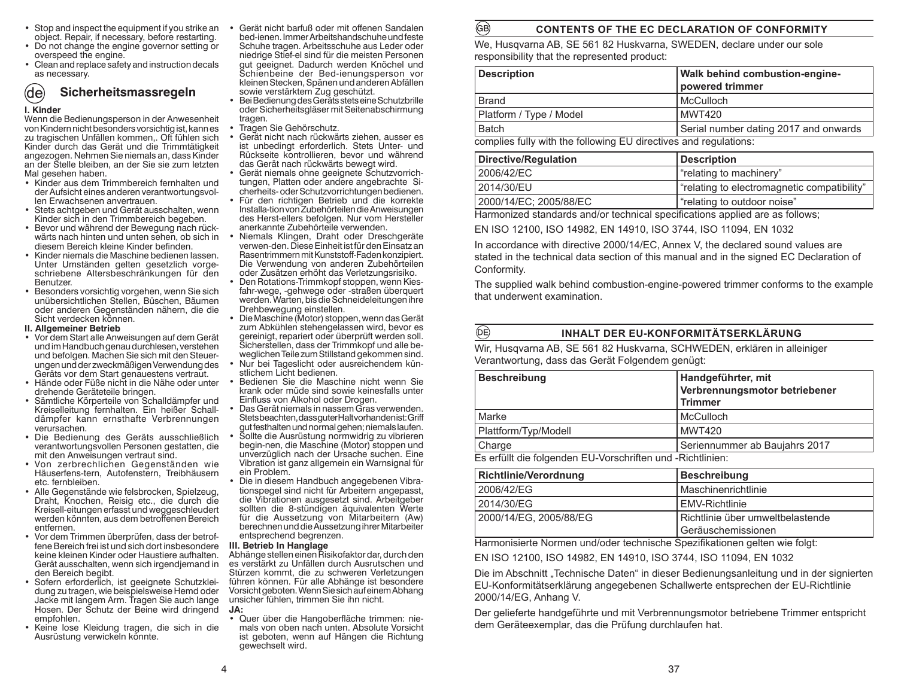- Stop and inspect the equipment if you strike an object. Repair, if necessary, before restarting.
- Do not change the engine governor setting or overspeed the engine.
- Clean and replace safety and instruction decals as necessary.

## (de) Sicherheitsmassregeln

**I. Kinder**

Wenn die Bedienungsperson in der Anwesenheit von Kindern nicht besonders vorsichtig ist, kann es zu tragischen Unfällen kommen,. Oft fühlen sich Kinder durch das Gerät und die Trimmtätigkeit angezogen. Nehmen Sie niemals an, dass Kinder an der Stelle bleiben, an der Sie sie zum letzten Mal gesehen haben.

- Kinder aus dem Trimmbereich fernhalten und der Aufsicht eines anderen verantwortungsvollen Erwachsenen anvertrauen.
- Stets achtgeben und Gerät ausschalten, wenn Kinder sich in den Trimmbereich begeben.
- Bevor und während der Bewegung nach rückwärts nach hinten und unten sehen, ob sich in diesem Bereich kleine Kinder befinden.
- Kinder niemals die Maschine bedienen lassen. Unter Umständen gelten gesetzlich vorgeschriebene Altersbeschränkungen für den Benutzer.
- Besonders vorsichtig vorgehen, wenn Sie sich unübersichtlichen Stellen, Büschen, Bäumen oder anderen Gegenständen nähern, die die Sicht verdecken können.

**II. Allgemeiner Betrieb**

- Vor dem Start alle Anweisungen auf dem Gerät und im Handbuch genau durchlesen, verstehen und befolgen. Machen Sie sich mit den Steuerungen und der zweckmäßigen Verwendung des Geräts vor dem Start genauestens vertraut.
- Hände oder Füße nicht in die Nähe oder unter drehende Geräteteile bringen.
- Sämtliche Körperteile von Schalldämpfer und Kreiselleitung fernhalten. Ein heißer Schalldämpfer kann ernsthafte Verbrennungen verursachen.
- Die Bedienung des Geräts ausschließlich verantwortungsvollen Personen gestatten, die mit den Anweisungen vertraut sind.
- Von zerbrechlichen Gegenständen wie Häuserfens-tern, Autofenstern, Treibhäusern etc. fernbleiben.
- Alle Gegenstände wie felsbrocken, Spielzeug, Draht, Knochen, Reisig etc., die durch die Kreisel-eitungen erfasst und weggeschleudert werden könnten, aus dem betroffenen Bereich entfernen.
- Vor dem Trimmen überprüfen, dass der betroffene Bereich frei ist und sich dort insbesondere keine kleinen Kinder oder Haustiere aufhalten. Gerät ausschalten, wenn sich irgendjemand in den Bereich begibt.
- Sofern erforderlich, ist geeignete Schutzkleidung zu tragen, wie beispielsweise Hemd oder Jacke mit langem Arm. Tragen Sie auch lange Hosen. Der Schutz der Beine wird dringend empfohlen.
- Keine lose Kleidung tragen, die sich in die Ausrüstung verwickeln könnte.
- Gerät nicht barfuß oder mit offenen Sandalen bed-ienen. Immer Arbeitshandschuhe und feste Schuhe tragen. Arbeitsschuhe aus Leder oder niedrige Stief-el sind für die meisten Personen gut geeignet. Dadurch werden Knöchel und Schienbeine der Bed-ienungsperson vor kleinen Stecken, Spänen und anderen Abfällen sowie verstärktem Zug geschützt.
- Bei Bedienung des Geräts stets eine Schutzbrille oder Sicherheitsgläser mit Seitenabschirmung tragen.
- Tragen Sie Gehörschutz.
- Gerät nicht nach rückwärts ziehen, ausser es ist unbedingt erforderlich. Stets Unter- und Rückseite kontrollieren, bevor und während das Gerät nach rückwärts bewegt wird.
- Gerät niemals ohne geeignete Schutzvorrichtungen, Platten oder andere angebrachte Sicherheits- oder Schutzvorrichtungen bedienen.
- Für den richtigen Betrieb und die korrekte Installa-tion von Zubehörteilen die Anweisungen des Herst-ellers befolgen. Nur vom Hersteller anerkannte Zubehörteile verwenden.
- Niemals Klingen, Draht oder Dreschgeräte verwen-den. Diese Einheit ist für den Einsatz an Rasentrimmern mit Kunststoff-Faden konzipiert. Die Verwendung von anderen Zubehörteilen oder Zusätzen erhöht das Verletzungsrisiko.
- Den Rotations-Trimmkopf stoppen, wenn Kiesfahr-wege, -gehwege oder -straßen überquert werden. Warten, bis die Schneideleitungen ihre Drehbewegung einstellen.
- Die Maschine (Motor) stoppen, wenn das Gerät zum Abkühlen stehengelassen wird, bevor es gereinigt, repariert oder überprüft werden soll. Sicherstellen, dass der Trimmkopf und alle beweglichen Teile zum Stillstand gekommen sind.
- Nur bei Tageslicht oder ausreichendem künstlichem Licht bedienen.
- Bedienen Sie die Maschine nicht wenn Sie krank oder müde sind sowie keinesfalls unter Einfluss von Alkohol oder Drogen.
- Das Gerät niemals in nassem Gras verwenden. Stets beachten, dass guter Halt vorhanden ist: Griff gut festhalten und normal gehen; niemals laufen.
- Sollte die Ausrüstung normwidrig zu vibrieren begin-nen, die Maschine (Motor) stoppen und unverzüglich nach der Ursache suchen. Eine Vibration ist ganz allgemein ein Warnsignal für ein Problem.
- Die in diesem Handbuch angegebenen Vibrationspegel sind nicht für Arbeiten angepasst, die Vibrationen ausgesetzt sind. Arbeitgeber sollten die 8-stündigen äquivalenten Werte für die Aussetzung von Mitarbeitern (Aw) berechnen und die Aussetzung ihrer Mitarbeiter entsprechend begrenzen.

**III. Betrieb In Hanglage**

Abhänge stellen einen Risikofaktor dar, durch den es verstärkt zu Unfällen durch Ausrutschen und Stürzen kommt, die zu schweren Verletzungen führen können. Für alle Abhänge ist besondere Vorsicht geboten. Wenn Sie sich auf einem Abhang unsicher fühlen, trimmen Sie ihn nicht.

**JA:**

- Quer über die Hangoberfläche trimmen: niemals von oben nach unten. Absolute Vorsicht ist geboten, wenn auf Hängen die Richtung gewechselt wird.

## (GB) CONTENTS OF THE EC DECLARATION OF CONFORMITY

We, Husqvarna AB, SE 561 82 Huskvarna, SWEDEN, declare under our sole responsibility that the represented product:

| Description | Walk behind combustion-engine-powered trimmer |
|---|---|
| Brand | McCulloch |
| Platform / Type / Model | MWT420 |
| Batch | Serial number dating 2017 and onwards |

complies fully with the following EU directives and regulations:

| Directive/Regulation | Description |
|---|---|
| 2006/42/EC | "relating to machinery" |
| 2014/30/EU | "relating to electromagnetic compatibility" |
| 2000/14/EC; 2005/88/EC | "relating to outdoor noise" |

Harmonized standards and/or technical specifications applied are as follows;

EN ISO 12100, ISO 14982, EN 14910, ISO 3744, ISO 11094, EN 1032

In accordance with directive 2000/14/EC, Annex V, the declared sound values are stated in the technical data section of this manual and in the signed EC Declaration of Conformity.

The supplied walk behind combustion-engine-powered trimmer conforms to the example that underwent examination.

## (DE) INHALT DER EU-KONFORMITÄTSERKLÄRUNG

Wir, Husqvarna AB, SE 561 82 Huskvarna, SCHWEDEN, erklären in alleiniger Verantwortung, dass das Gerät Folgendem genügt:

| Beschreibung | Handgeführter, mit Verbrennungsmotor betriebener Trimmer |
|---|---|
| Marke | McCulloch |
| Plattform/Typ/Modell | MWT420 |
| Charge | Seriennummer ab Baujahrs 2017 |

Es erfüllt die folgenden EU-Vorschriften und -Richtlinien:

| Richtlinie/Verordnung | Beschreibung |
|---|---|
| 2006/42/EG | Maschinenrichtlinie |
| 2014/30/EG | EMV-Richtlinie |
| 2000/14/EG, 2005/88/EG | Richtlinie über umweltbelastende Geräuschemissionen |

Harmonisierte Normen und/oder technische Spezifikationen gelten wie folgt:

EN ISO 12100, ISO 14982, EN 14910, ISO 3744, ISO 11094, EN 1032

Die im Abschnitt „Technische Daten" in dieser Bedienungsanleitung und in der signierten EU-Konformitätserklärung angegebenen Schallwerte entsprechen der EU-Richtlinie 2000/14/EG, Anhang V.

Der gelieferte handgeführte und mit Verbrennungsmotor betriebene Trimmer entspricht dem Geräteexemplar, das die Prüfung durchlaufen hat.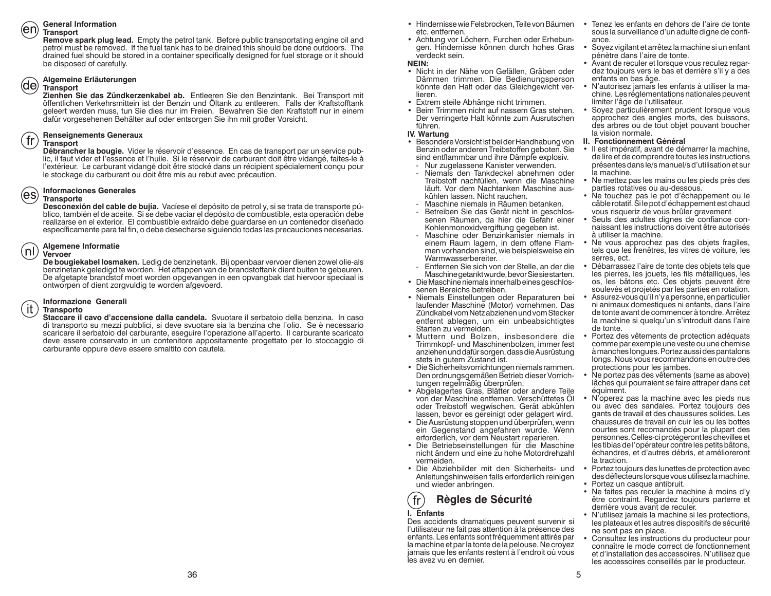## General Information

### Transport

**Remove spark plug lead.** Empty the petrol tank. Before public transportating engine oil and petrol must be removed. If the fuel tank has to be drained this should be done outdoors. The drained fuel should be stored in a container specifically designed for fuel storage or it should be disposed of carefully.

## Algemeine Erläuterungen

### Transport

**Zienhen Sie das Zündkerzenkabel ab.** Entleeren Sie den Benzintank. Bei Transport mit öffentlichen Verkehrsmitteln ist der Benzin und Öltank zu entleeren. Falls der Kraftstofftank geleert werden muss, tun Sie dies nur im Freien. Bewahren Sie den Kraftstoff nur in einem dafür vorgesehenen Behälter auf oder entsorgen Sie ihn mit großer Vorsicht.

## Renseignements Generaux

### Transport

**Débrancher la bougie.** Vider le réservoir d'essence. En cas de transport par un service public, il faut vider et l'essence et l'huile. Si le réservoir de carburant doit être vidangé, faites-le à l'extérieur. Le carburant vidangé doit être stocké dans un récipient spécialement conçu pour le stockage du carburant ou doit être mis au rebut avec précaution.

## Informaciones Generales

### Transporte

**Desconexión del cable de bujía.** Vacíese el depósito de petrol y, si se trata de transporte público, también el de aceite. Si se debe vaciar el depósito de combustible, esta operación debe realizarse en el exterior. El combustible extraído debe guardarse en un contenedor diseñado específicamente para tal fin, o debe desecharse siguiendo todas las precauciones necesarias.

## Algemene Informatie

### Vervoer

**De bougiekabel losmaken.** Ledig de benzinetank. Bij openbaar vervoer dienen zowel olie-als benzinetank geledigd te worden. Het aftappen van de brandstoftank dient buiten te gebeuren. De afgetapte brandstof moet worden opgevangen in een opvangbak dat hiervoor speciaal is ontworpen of dient zorgvuldig te worden afgevoerd.

## Informazione Generali

### Trasporto

**Staccare il cavo d'accensione dalla candela.** Svuotare il serbatoio della benzina. In caso di trasporto su mezzi pubblici, si deve svuotare sia la benzina che l'olio. Se è necessario scaricare il serbatoio del carburante, eseguire l'operazione all'aperto. Il carburante scaricato deve essere conservato in un contenitore appositamente progettato per lo stoccaggio di carburante oppure deve essere smaltito con cautela.

- Hindernisse wie Felsbrocken, Teile von Bäumen etc. entfernen.
- Achtung vor Löchern, Furchen oder Erhebungen. Hindernisse können durch hohes Gras verdeckt sein.

**NEIN:**

- Nicht in der Nähe von Gefällen, Gräben oder Dämmen trimmen. Die Bedienungsperson könnte den Halt oder das Gleichgewicht verlieren.
- Extrem steile Abhänge nicht trimmen.
- Beim Trimmen nicht auf nassem Gras stehen. Der verringerte Halt könnte zum Ausrutschen führen.

**IV. Wartung**

- Besondere Vorsicht ist bei der Handhabung von Benzin oder anderen Treibstoffen geboten. Sie sind entflammbar und ihre Dämpfe explosiv.
  - Nur zugelassene Kanister verwenden.
  - Niemals den Tankdeckel abnehmen oder Treibstoff nachfüllen, wenn die Maschine läuft. Vor dem Nachtanken Maschine auskühlen lassen. Nicht rauchen.
  - Maschine niemals in Räumen betanken.
  - Betreiben Sie das Gerät nicht in geschlossenen Räumen, da hier die Gefahr einer Kohlenmonoxidvergiftung gegeben ist.
  - Maschine oder Benzinkanister niemals in einem Raum lagern, in dem offene Flammen vorhanden sind, wie beispielsweise ein Warmwasserbereiter.
  - Entfernen Sie sich von der Stelle, an der die Maschine getankt wurde, bevor Sie sie starten.
- Die Maschine niemals innerhalb eines geschlossenen Bereichs betreiben.
- Niemals Einstellungen oder Reparaturen bei laufender Maschine (Motor) vornehmen. Das Zündkabel vom Netz abziehen und vom Stecker entfernt ablegen, um ein unbeabsichtigtes Starten zu vermeiden.
- Muttern und Bolzen, insbesondere die Trimmkopf- und Maschinenbolzen, immer fest anziehen und dafür sorgen, dass die Ausrüstung stets in gutem Zustand ist.
- Die Sicherheitsvorrichtungen niemals rammen. Den ordnungsgemäßen Betrieb dieser Vorrichtungen regelmäßig überprüfen.
- Abgelagertes Gras, Blätter oder andere Teile von der Maschine entfernen. Verschüttetes Öl oder Treibstoff wegwischen. Gerät abkühlen lassen, bevor es gereinigt oder gelagert wird.
- Die Ausrüstung stoppen und überprüfen, wenn ein Gegenstand angefahren wurde. Wenn erforderlich, vor dem Neustart reparieren.
- Die Betriebseinstellungen für die Maschine nicht ändern und eine zu hohe Motordrehzahl vermeiden.
- Die Abziehbilder mit den Sicherheits- und Anleitungshinweisen falls erforderlich reinigen und wieder anbringen.

## Règles de Sécurité

**I. Enfants**

Des accidents dramatiques peuvent survenir si l'utilisateur ne fait pas attention à la présence des enfants. Les enfants sont fréquemment attirés par la machine et par la tonte de la pelouse. Ne croyez jamais que les enfants restent à l'endroit où vous les avez vu en dernier.

- Tenez les enfants en dehors de l'aire de tonte sous la surveillance d'un adulte digne de confiance.
- Soyez vigilant et arrêtez la machine si un enfant pénètre dans l'aire de tonte.
- Avant de reculer et lorsque vous reculez regardez toujours vers le bas et derrière s'il y a des enfants en bas âge.
- N'autorisez jamais les enfants à utiliser la machine. Les réglementations nationales peuvent limiter l'âge de l'utilisateur.
- Soyez particulièrement prudent lorsque vous approchez des angles morts, des buissons, des arbres ou de tout objet pouvant boucher la vision normale.

**II. Fonctionnement Général**

- Il est impératif, avant de démarrer la machine, de lire et de comprendre toutes les instructions présentes dans le/s manuel/s d'utilisation et sur la machine.
- Ne mettez pas les mains ou les pieds près des parties rotatives ou au-dessous.
- Ne touchez pas le pot d'échappement ou le câble rotatif. Si le pot d'échappement est chaud vous risqueriz de vous brûler gravement
- Seuls des adultes dignes de confiance connaissant les instructions doivent être autorisés à utiliser la machine.
- Ne vous approchez pas des objets fragiles, tels que les frenêtres, les vitres de voiture, les serres, ect.
- Débarassez l'aire de tonte des objets tels que les pierres, les jouets, les fils métalliques, les os, les bâtons etc. Ces objets peuvent être soulevés et projetés par les parties en rotation.
- Assurez-vous qu'il n'y a personne, en particulier ni animaux domestiques ni enfants, dans l'aire de tonte avant de commencer à tondre. Arrêtez la machine si quelqu'un s'introduit dans l'aire de tonte.
- Portez des vêtements de protection adéquats comme par exemple une veste ou une chemise à manches longues. Portez aussi des pantalons longs. Nous vous recommandons en outre des protections pour les jambes.
- Ne portez pas des vêtements (same as above) lâches qui pourraient se faire attraper dans cet équiment.
- N'operez pas la machine avec les pieds nus ou avec des sandales. Portez toujours des gants de travail et des chaussures solides. Les chaussures de travail en cuir les ou les bottes courtes sont recomandés pour la plupart des personnes. Celles-ci protégeront les chevilles et les tibias de l'opérateur contre les petits bâtons, échandres, et d'autres débris, et amélioreront la traction.
- Portez toujours des lunettes de protection avec des déflecteurs lorsque vous utilisez la machine.
- Portez un casque antibruit.
- Ne faites pas reculer la machine à moins d'y être contraint. Regardez toujours parterre et derrière vous avant de reculer.
- N'utilisez jamais la machine si les protections, les plateaux et les autres dispositifs de sécurité ne sont pas en place.
- Consultez les instructions du producteur pour connaître le mode correct de fonctionnement et d'installation des accessoires. N'utilisez que les accessoires conseillés par le producteur.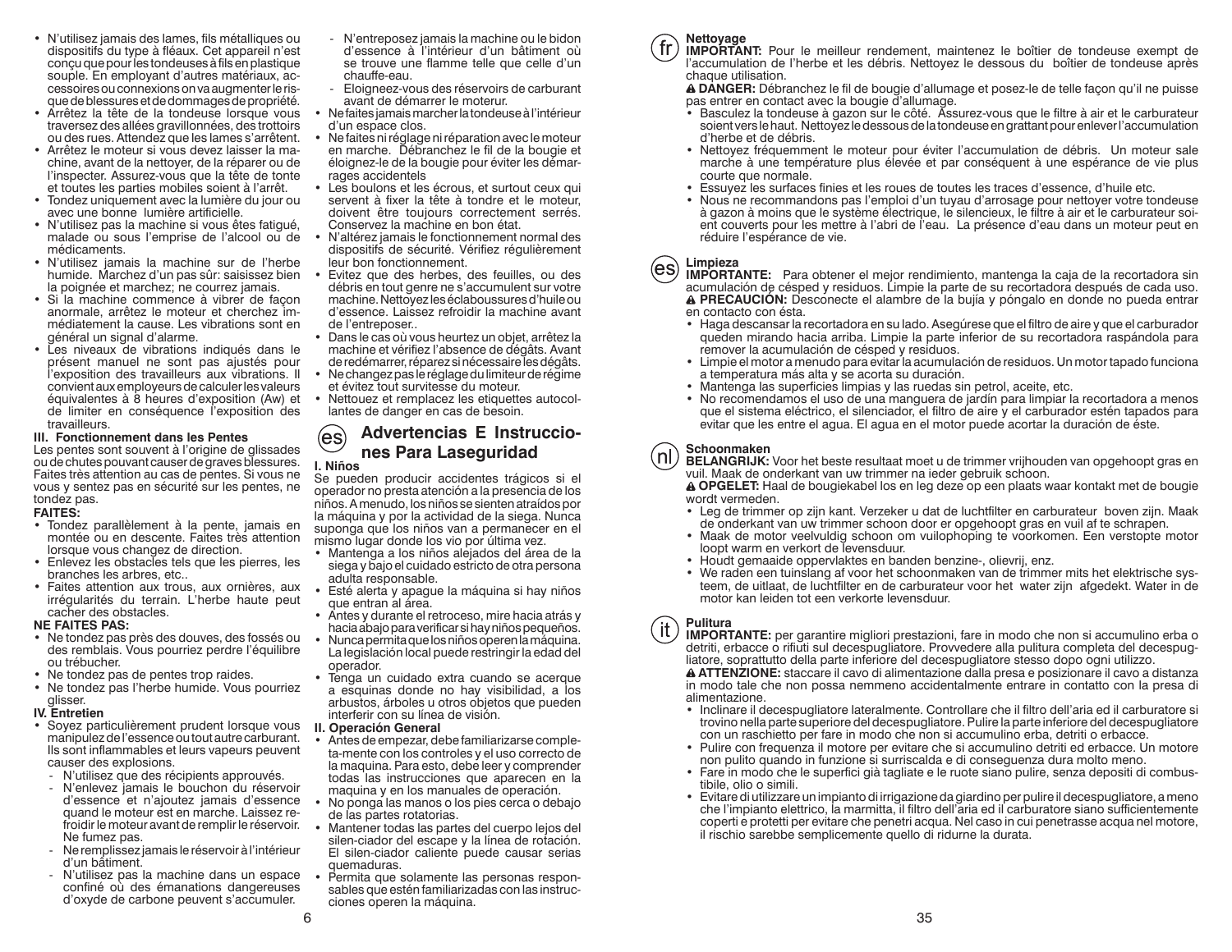- N'utilisez jamais des lames, fils métalliques ou dispositifs du type à fléaux. Cet appareil n'est conçu que pour les tondeuses à fils en plastique souple. En employant d'autres matériaux, accessoires ou connexions on va augmenter le risque de blessures et de dommages de propriété.
- Arrêtez la tête de la tondeuse lorsque vous traversez des allées gravillonnées, des trottoirs ou des rues. Attendez que les lames s'arrêtent.
- Arrêtez le moteur si vous devez laisser la machine, avant de la nettoyer, de la réparer ou de l'inspecter. Assurez-vous que la tête de tonte et toutes les parties mobiles soient à l'arrêt.
- Tondez uniquement avec la lumière du jour ou avec une bonne lumière artificielle.
- N'utilisez pas la machine si vous êtes fatigué, malade ou sous l'emprise de l'alcool ou de médicaments.
- N'utilisez jamais la machine sur de l'herbe humide. Marchez d'un pas sûr: saisissez bien la poignée et marchez; ne courrez jamais.
- Si la machine commence à vibrer de façon anormale, arrêtez le moteur et cherchez immédiatement la cause. Les vibrations sont en général un signal d'alarme.
- Les niveaux de vibrations indiqués dans le présent manuel ne sont pas ajustés pour l'exposition des travailleurs aux vibrations. Il convient aux employeurs de calculer les valeurs équivalentes à 8 heures d'exposition (Aw) et de limiter en conséquence l'exposition des travailleurs.

**III. Fonctionnement dans les Pentes**

Les pentes sont souvent à l'origine de glissades ou de chutes pouvant causer de graves blessures. Faites très attention au cas de pentes. Si vous ne vous y sentez pas en sécurité sur les pentes, ne tondez pas.

**FAITES:**

- Tondez parallèlement à la pente, jamais en montée ou en descente. Faites très attention lorsque vous changez de direction.
- Enlevez les obstacles tels que les pierres, les branches les arbres, etc..
- Faites attention aux trous, aux ornières, aux irrégularités du terrain. L'herbe haute peut cacher des obstacles.

**NE FAITES PAS:**

- Ne tondez pas près des douves, des fossés ou des remblais. Vous pourriez perdre l'équilibre ou trébucher.
- Ne tondez pas de pentes trop raides.
- Ne tondez pas l'herbe humide. Vous pourriez glisser.

**IV. Entretien**

- Soyez particulièrement prudent lorsque vous manipulez de l'essence ou tout autre carburant. Ils sont inflammables et leurs vapeurs peuvent causer des explosions.
  - N'utilisez que des récipients approuvés.
  - N'enlevez jamais le bouchon du réservoir d'essence et n'ajoutez jamais d'essence quand le moteur est en marche. Laissez refroidir le moteur avant de remplir le réservoir. Ne fumez pas.
  - Ne remplissez jamais le réservoir à l'intérieur d'un bâtiment.
  - N'utilisez pas la machine dans un espace confiné où des émanations dangereuses d'oxyde de carbone peuvent s'accumuler.
  - N'entreposez jamais la machine ou le bidon d'essence à l'intérieur d'un bâtiment où se trouve une flamme telle que celle d'un chauffe-eau.
  - Eloigneez-vous des réservoirs de carburant avant de démarrer le moteur.
- Ne faites jamais marcher la tondeuse à l'intérieur d'un espace clos.
- Ne faites ni réglage ni réparation avec le moteur en marche. Débranchez le fil de la bougie et éloignez-le de la bougie pour éviter les démarrages accidentels
- Les boulons et les écrous, et surtout ceux qui servent à fixer la tête à tondre et le moteur, doivent être toujours correctement serrés. Conservez la machine en bon état.
- N'altérez jamais le fonctionnement normal des dispositifs de sécurité. Vérifiez régulièrement leur bon fonctionnement.
- Evitez que des herbes, des feuilles, ou des débris en tout genre ne s'accumulent sur votre machine. Nettoyez les éclaboussures d'huile ou d'essence. Laissez refroidir la machine avant de l'entreposer..
- Dans le cas où vous heurtez un objet, arrêtez la machine et vérifiez l'absence de dégâts. Avant de redémarrer, réparez si nécessaire les dégâts.
- Ne changez pas le réglage du limiteur de régime et évitez tout survitesse du moteur.
- Nettouez et remplacez les etiquettes autocollantes de danger en cas de besoin.

## (es) Advertencias E Instrucciones Para Laseguridad

**I. Niños**

Se pueden producir accidentes trágicos si el operador no presta atención a la presencia de los niños. A menudo, los niños se sienten atraídos por la máquina y por la actividad de la siega. Nunca suponga que los niños van a permanecer en el mismo lugar donde los vio por última vez.

- Mantenga a los niños alejados del área de la siega y bajo el cuidado estricto de otra persona adulta responsable.
- Esté alerta y apague la máquina si hay niños que entran al área.
- Antes y durante el retroceso, mire hacia atrás y hacia abajo para verificar si hay niños pequeños.
- Nunca permita que los niños operen la máquina. La legislación local puede restringir la edad del operador.
- Tenga un cuidado extra cuando se acerque a esquinas donde no hay visibilidad, a los arbustos, árboles u otros objetos que pueden interferir con su línea de visión.

**II. Operación General**

- Antes de empezar, debe familiarizarse completa-mente con los controles y el uso correcto de la maquina. Para esto, debe leer y comprender todas las instrucciones que aparecen en la maquina y en los manuales de operación.
- No ponga las manos o los pies cerca o debajo de las partes rotatorias.
- Mantener todas las partes del cuerpo lejos del silen-ciador del escape y la línea de rotación. El silen-ciador caliente puede causar serias quemaduras.
- Permita que solamente las personas responsables que estén familiarizadas con las instrucciones operen la máquina.

## (fr) Nettoyage

**IMPORTANT:** Pour le meilleur rendement, maintenez le boîtier de tondeuse exempt de l'accumulation de l'herbe et des débris. Nettoyez le dessous du boîtier de tondeuse après chaque utilisation.

⚠ **DANGER:** Débranchez le fil de bougie d'allumage et posez-le de telle façon qu'il ne puisse pas entrer en contact avec la bougie d'allumage.

- Basculez la tondeuse à gazon sur le côté. Assurez-vous que le filtre à air et le carburateur soient vers le haut. Nettoyez le dessous de la tondeuse en grattant pour enlever l'accumulation d'herbe et de débris.
- Nettoyez fréquemment le moteur pour éviter l'accumulation de débris. Un moteur sale marche à une température plus élevée et par conséquent à une espérance de vie plus courte que normale.
- Essuyez les surfaces finies et les roues de toutes les traces d'essence, d'huile etc.
- Nous ne recommandons pas l'emploi d'un tuyau d'arrosage pour nettoyer votre tondeuse à gazon à moins que le système électrique, le silencieux, le filtre à air et le carburateur soient couverts pour les mettre à l'abri de l'eau. La présence d'eau dans un moteur peut en réduire l'espérance de vie.

## (es) Limpieza

**IMPORTANTE:** Para obtener el mejor rendimiento, mantenga la caja de la recortadora sin acumulación de césped y residuos. Limpie la parte de su recortadora después de cada uso.

⚠ **PRECAUCIÓN:** Desconecte el alambre de la bujía y póngalo en donde no pueda entrar en contacto con ésta.

- Haga descansar la recortadora en su lado. Asegúrese que el filtro de aire y que el carburador queden mirando hacia arriba. Limpie la parte inferior de su recortadora raspándola para remover la acumulación de césped y residuos.
- Limpie el motor a menudo para evitar la acumulación de residuos. Un motor tapado funciona a temperatura más alta y se acorta su duración.
- Mantenga las superficies limpias y las ruedas sin petrol, aceite, etc.
- No recomendamos el uso de una manguera de jardín para limpiar la recortadora a menos que el sistema eléctrico, el silenciador, el filtro de aire y el carburador estén tapados para evitar que les entre el agua. El agua en el motor puede acortar la duración de éste.

## (nl) Schoonmaken

**BELANGRIJK:** Voor het beste resultaat moet u de trimmer vrijhouden van opgehoopt gras en vuil. Maak de onderkant van uw trimmer na ieder gebruik schoon.

⚠ **OPGELET:** Haal de bougiekabel los en leg deze op een plaats waar kontakt met de bougie wordt vermeden.

- Leg de trimmer op zijn kant. Verzeker u dat de luchtfilter en carburateur boven zijn. Maak de onderkant van uw trimmer schoon door er opgehoopt gras en vuil af te schrapen.
- Maak de motor veelvuldig schoon om vuilophoping te voorkomen. Een verstopte motor loopt warm en verkort de levensduur.
- Houdt gemaaide oppervlakten en banden benzine-, olievrij, enz.
- We raden een tuinslang af voor het schoonmaken van de trimmer mits het elektrische systeem, de uitlaat, de luchtfilter en de carburateur voor het water zijn afgedekt. Water in de motor kan leiden tot een verkorte levensduur.

## (it) Pulitura

**IMPORTANTE:** per garantire migliori prestazioni, fare in modo che non si accumulino erba o detriti, erbacce o rifiuti sul decespugliatore. Provvedere alla pulitura completa del decespugliatore, soprattutto della parte inferiore del decespugliatore stesso dopo ogni utilizzo.

⚠ **ATTENZIONE:** staccare il cavo di alimentazione dalla presa e posizionare il cavo a distanza in modo tale che non possa nemmeno accidentalmente entrare in contatto con la presa di alimentazione.

- Inclinare il decespugliatore lateralmente. Controllare che il filtro dell'aria ed il carburatore si trovino nella parte superiore del decespugliatore. Pulire la parte inferiore del decespugliatore con un raschietto per fare in modo che non si accumulino erba, detriti o erbacce.
- Pulire con frequenza il motore per evitare che si accumulino detriti ed erbacce. Un motore non pulito quando in funzione si surriscalda e di conseguenza dura molto meno.
- Fare in modo che le superfici già tagliate e le ruote siano pulire, senza depositi di combustibile, olio o simili.
- Evitare di utilizzare un impianto di irrigazione da giardino per pulire il decespugliatore, a meno che l'impianto elettrico, la marmitta, il filtro dell'aria ed il carburatore siano sufficientemente coperti e protetti per evitare che penetri acqua. Nel caso in cui penetrasse acqua nel motore, il rischio sarebbe semplicemente quello di ridurne la durata.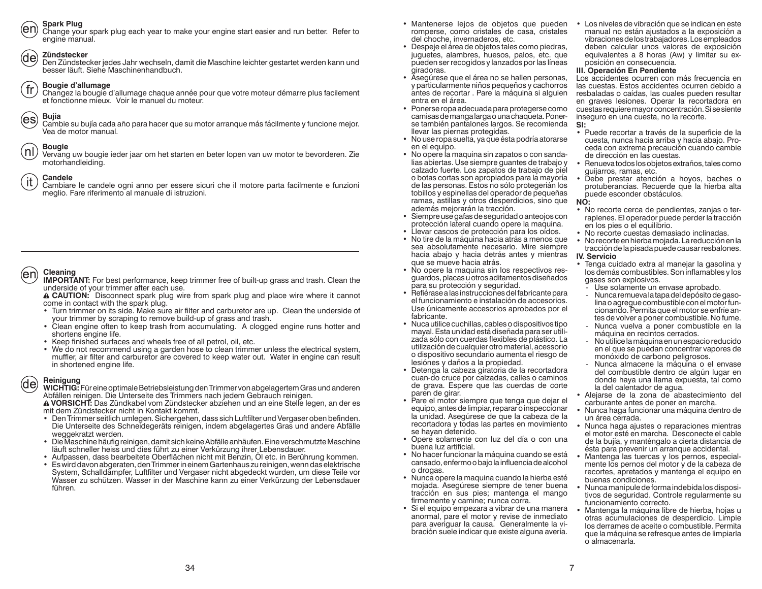**Spark Plug**
Change your spark plug each year to make your engine start easier and run better. Refer to engine manual.

**Zündstecker**
Den Zündstecker jedes Jahr wechseln, damit die Maschine leichter gestartet werden kann und besser läuft. Siehe Maschinenhandbuch.

**Bougie d'allumage**
Changez la bougie d'allumage chaque année pour que votre moteur démarre plus facilement et fonctionne mieux. Voir le manuel du moteur.

**Bujía**
Cambie su bujía cada año para hacer que su motor arranque más fácilmente y funcione mejor. Vea de motor manual.

**Bougie**
Vervang uw bougie ieder jaar om het starten en beter lopen van uw motor te bevorderen. Zie motorhandleiding.

**Candele**
Cambiare le candele ogni anno per essere sicuri che il motore parta facilmente e funzioni meglio. Fare riferimento al manuale di istruzioni.

---

**Cleaning**
**IMPORTANT:** For best performance, keep trimmer free of built-up grass and trash. Clean the underside of your trimmer after each use.
⚠ **CAUTION:** Disconnect spark plug wire from spark plug and place wire where it cannot come in contact with the spark plug.

- Turn trimmer on its side. Make sure air filter and carburetor are up. Clean the underside of your trimmer by scraping to remove build-up of grass and trash.
- Clean engine often to keep trash from accumulating. A clogged engine runs hotter and shortens engine life.
- Keep finished surfaces and wheels free of all petrol, oil, etc.
- We do not recommend using a garden hose to clean trimmer unless the electrical system, muffler, air filter and carburetor are covered to keep water out. Water in engine can result in shortened engine life.

**Reinigung**
**WICHTIG:** Für eine optimale Betriebsleistung den Trimmer von abgelagertem Gras und anderen Abfällen reinigen. Die Unterseite des Trimmers nach jedem Gebrauch reinigen.
⚠ **VORSICHT:** Das Zündkabel vom Zündstecker abziehen und an eine Stelle legen, an der es mit dem Zündstecker nicht in Kontakt kommt.

- Den Trimmer seitlich umlegen. Sichergehen, dass sich Luftfilter und Vergaser oben befinden. Die Unterseite des Schneidegeräts reinigen, indem abgelagertes Gras und andere Abfälle weggekratzt werden.
- Die Maschine häufig reinigen, damit sich keine Abfälle anhäufen. Eine verschmutzte Maschine läuft schneller heiss und dies führt zu einer Verkürzung ihrer Lebensdauer.
- Aufpassen, dass bearbeitete Oberflächen nicht mit Benzin, Öl etc. in Berührung kommen.
- Es wird davon abgeraten, den Trimmer in einem Gartenhaus zu reinigen, wenn das elektrische System, Schalldämpfer, Luftfilter und Vergaser nicht abgedeckt wurden, um diese Teile vor Wasser zu schützen. Wasser in der Maschine kann zu einer Verkürzung der Lebensdauer führen.

---

- Mantenerse lejos de objetos que pueden romperse, como cristales de casa, cristales del choche, invernaderos, etc.
- Despeje el área de objetos tales como piedras, juguetes, alambres, huesos, palos, etc. que pueden ser recogidos y lanzados por las líneas giradoras.
- Asegúrese que el área no se hallen personas, y particularmente niños pequeños y cachorros antes de recortar . Pare la máquina si alguien entra en el área.
- Ponerse ropa adecuada para protegerse como camisas de manga larga o una chaqueta. Ponerse también pantalones largos. Se recomienda llevar las piernas protegidas.
- No use ropa suelta, ya que ésta podría atorarse en el equipo.
- No opere la maquina sin zapatos o con sandalias abiertas. Use siempre guantes de trabajo y calzado fuerte. Los zapatos de trabajo de piel o botas cortas son apropiados para la mayoría de las personas. Estos no sólo protegerán los tobillos y espinellas del operador de pequeñas ramas, astillas y otros desperdicios, sino que además mejorarán la tracción.
- Siempre use gafas de seguridad o anteojos con protección lateral cuando opere la maquina.
- Llevar cascos de protección para los oídos.
- No tire de la máquina hacia atrás a menos que sea absolutamente necesario. Mire siempre hacia abajo y hacia detrás antes y mientras que se mueve hacia atrás.
- No opere la maquina sin los respectivos resguardos, placas u otros aditamentos diseñados para su protección y seguridad.
- Refiérase a las instrucciones del fabricante para el funcionamiento e instalación de accesorios. Use únicamente accesorios aprobados por el fabricante.
- Nuca utilice cuchillas, cables o dispositivos tipo mayal. Esta unidad está diseñada para ser utilizada sólo con cuerdas flexibles de plástico. La utilización de cualquier otro material, acessorio o dispositivo secundario aumenta el riesgo de lesiónes y daños a la propiedad.
- Detenga la cabeza giratoria de la recortadora cuan-do cruce por calzadas, calles o caminos de grava. Espere que las cuerdas de corte paren de girar.
- Pare el motor siempre que tenga que dejar el equipo, antes de limpiar, reparar o inspeccionar la unidad. Asegúrese de que la cabeza de la recortadora y todas las partes en movimiento se hayan detenido.
- Opere solamente con luz del día o con una buena luz artificial.
- No hacer funcionar la máquina cuando se está cansado, enfermo o bajo la influencia de alcohol o drogas.
- Nunca opere la maquina cuando la hierba esté mojada. Asegúrese siempre de tener buena tracción en sus pies; mantenga el mango firmemente y camine; nunca corra.
- Si el equipo empezara a vibrar de una manera anormal, pare el motor y revise de inmediato para averiguar la causa. Generalmente la vibración suele indicar que existe alguna avería.
- Los niveles de vibración que se indican en este manual no están ajustados a la exposición a vibraciones de los trabajadores. Los empleados deben calcular unos valores de exposición equivalentes a 8 horas (Aw) y limitar su exposición en consecuencia.

**III. Operación En Pendiente**
Los accidentes ocurren con más frecuencia en las cuestas. Estos accidentes ocurren debido a resbaladas o caídas, las cuales pueden resultar en graves lesiones. Operar la recortadora en cuestas requiere mayor concentración. Si se siente inseguro en una cuesta, no la recorte.

**SI:**

- Puede recortar a través de la superficie de la cuesta, nunca hacia arriba y hacia abajo. Proceda con extrema precaución cuando cambie de dirección en las cuestas.
- Renueva todos los objetos extraños, tales como guijarros, ramas, etc.
- Debe prestar atención a hoyos, baches o protuberancias. Recuerde que la hierba alta puede esconder obstáculos.

**NO:**

- No recorte cerca de pendientes, zanjas o terraplenes. El operador puede perder la tracción en los pies o el equilibrio.
- No recorte cuestas demasiado inclinadas.
- No recorte en hierba mojada. La reducción en la tracción de la pisada puede causar resbalones.

**IV. Servicio**

- Tenga cuidado extra al manejar la gasolina y los demás combustibles. Son inflamables y los gases son explosivos.
  - Use solamente un envase aprobado.
  - Nunca remueva la tapa del depósito de gasolina o agregue combustible con el motor funcionando. Permita que el motor se enfríe antes de volver a poner combustible. No fume.
  - Nunca vuelva a poner combustible en la máquina en recintos cerrados.
  - No utilice la máquina en un espacio reducido en el que se puedan concentrar vapores de monóxido de carbono peligrosos.
  - Nunca almacene la máquina o el envase del combustible dentro de algún lugar en donde haya una llama expuesta, tal como la del calentador de agua.
- Alejarse de la zona de abastecimiento del carburante antes de poner en marcha.
- Nunca haga funcionar una máquina dentro de un área cerrada.
- Nunca haga ajustes o reparaciones mientras el motor esté en marcha. Desconecte el cable de la bujía, y manténgalo a cierta distancia de ésta para prevenir un arranque accidental.
- Mantenga las tuercas y los pernos, especialmente los pernos del motor y de la cabeza de recortes, apretados y mantenga el equipo en buenas condiciones.
- Nunca manipule de forma indebida los dispositivos de seguridad. Controle regularmente su funcionamiento correcto.
- Mantenga la máquina libre de hierba, hojas u otras acumulaciones de desperdicio. Limpie los derrames de aceite o combustible. Permita que la máquina se refresque antes de limpiarla o almacenarla.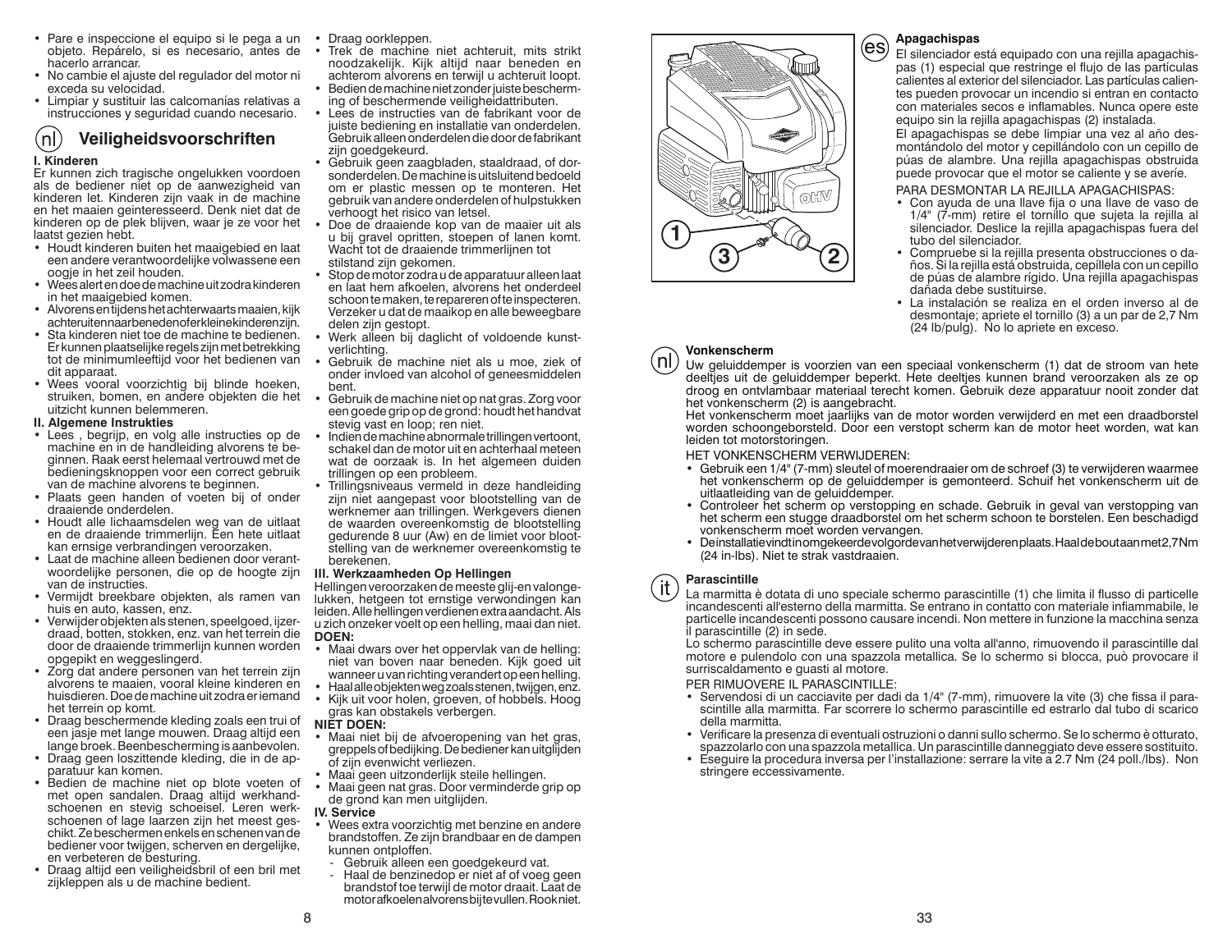- Pare e inspeccione el equipo si le pega a un objeto. Repárelo, si es necesario, antes de hacerlo arrancar.
- No cambie el ajuste del regulador del motor ni exceda su velocidad.
- Limpiar y sustituir las calcomanías relativas a instrucciones y seguridad cuando necesario.

## (nl) Veiligheidsvoorschriften

**I. Kinderen**

Er kunnen zich tragische ongelukken voordoen als de bediener niet op de aanwezigheid van kinderen let. Kinderen zijn vaak in de machine en het maaien geinteresseerd. Denk niet dat de kinderen op de plek blijven, waar je ze voor het laatst gezien hebt.

- Houdt kinderen buiten het maaigebied en laat een andere verantwoordelijke volwassene een oogje in het zeil houden.
- Wees alert en doe de machine uit zodra kinderen in het maaigebied komen.
- Alvorens en tijdens het achterwaarts maaien, kijk achteruit en naar beneden of er kleine kinderen zijn.
- Sta kinderen niet toe de machine te bedienen. Er kunnen plaatselijke regels zijn met betrekking tot de minimumleeftijd voor het bedienen van dit apparaat.
- Wees vooral voorzichtig bij blinde hoeken, struiken, bomen, en andere objekten die het uitzicht kunnen belemmeren.

**II. Algemene Instrukties**

- Lees , begrijp, en volg alle instructies op de machine en in de handleiding alvorens te beginnen. Raak eerst helemaal vertrouwd met de bedieningsknoppen voor een correct gebruik van de machine alvorens te beginnen.
- Plaats geen handen of voeten bij of onder draaiende onderdelen.
- Houdt alle lichaamsdelen weg van de uitlaat en de draaiende trimmerlijn. Een hete uitlaat kan ernsige verbrandingen veroorzaken.
- Laat de machine alleen bedienen door verantwoordelijke personen, die op de hoogte zijn van de instructies.
- Vermijdt breekbare objekten, als ramen van huis en auto, kassen, enz.
- Verwijder objekten als stenen, speelgoed, ijzerdraad, botten, stokken, enz. van het terrein die door de draaiende trimmerlijn kunnen worden opgepikt en weggeslingerd.
- Zorg dat andere personen van het terrein zijn alvorens te maaien, vooral kleine kinderen en huisdieren. Doe de machine uit zodra er iemand het terrein op komt.
- Draag beschermende kleding zoals een trui of een jasje met lange mouwen. Draag altijd een lange broek. Beenbescherming is aanbevolen.
- Draag geen loszittende kleding, die in de apparatuur kan komen.
- Bedien de machine niet op blote voeten of met open sandalen. Draag altijd werkhandschoenen en stevig schoeisel. Leren werkschoenen of lage laarzen zijn het meest geschikt. Ze beschermen enkels en schenen van de bediener voor twijgen, scherven en dergelijke, en verbeteren de besturing.
- Draag altijd een veiligheidsbril of een bril met zijkleppen als u de machine bedient.
- Draag oorkleppen.
- Trek de machine niet achteruit, mits strikt noodzakelijk. Kijk altijd naar beneden en achterom alvorens en terwijl u achteruit loopt.
- Bedien de machine niet zonder juiste bescherming of beschermende veiligheidattributen.
- Lees de instructies van de fabrikant voor de juiste bediening en installatie van onderdelen. Gebruik alleen onderdelen die door de fabrikant zijn goedgekeurd.
- Gebruik geen zaagbladen, staaldraad, of dorsonderdelen. De machine is uitsluitend bedoeld om er plastic messen op te monteren. Het gebruik van andere onderdelen of hulpstukken verhoogt het risico van letsel.
- Doe de draaiende kop van de maaier uit als u bij gravel opritten, stoepen of lanen komt. Wacht tot de draaiende trimmerlijnen tot stilstand zijn gekomen.
- Stop de motor zodra u de apparatuur alleen laat en laat hem afkoelen, alvorens het onderdeel schoon te maken, te repareren of te inspecteren. Verzeker u dat de maaikop en alle beweegbare delen zijn gestopt.
- Werk alleen bij daglicht of voldoende kunstverlichting.
- Gebruik de machine niet als u moe, ziek of onder invloed van alcohol of geneesmiddelen bent.
- Gebruik de machine niet op nat gras. Zorg voor een goede grip op de grond: houdt het handvat stevig vast en loop; ren niet.
- Indien de machine abnormale trillingen vertoont, schakel dan de motor uit en achterhaal meteen wat de oorzaak is. In het algemeen duiden trillingen op een probleem.
- Trillingsniveaus vermeld in deze handleiding zijn niet aangepast voor blootstelling van de werknemer aan trillingen. Werkgevers dienen de waarden overeenkomstig de blootstelling gedurende 8 uur (Aw) en de limiet voor blootstelling van de werknemer overeenkomstig te berekenen.

**III. Werkzaamheden Op Hellingen**

Hellingen veroorzaken de meeste glij-en valongelukken, hetgeen tot ernstige verwondingen kan leiden. Alle hellingen verdienen extra aandacht. Als u zich onzeker voelt op een helling, maai dan niet.

**DOEN:**

- Maai dwars over het oppervlak van de helling: niet van boven naar beneden. Kijk goed uit wanneer u van richting verandert op een helling.
- Haal alle objekten weg zoals stenen, twijgen, enz.
- Kijk uit voor holen, groeven, of hobbels. Hoog gras kan obstakels verbergen.

**NIET DOEN:**

- Maai niet bij de afvoeropening van het gras, greppels of bedijking. De bediener kan uitglijden of zijn evenwicht verliezen.
- Maai geen uitzonderlijk steile hellingen.
- Maai geen nat gras. Door verminderde grip op de grond kan men uitglijden.

**IV. Service**

- Wees extra voorzichtig met benzine en andere brandstoffen. Ze zijn brandbaar en de dampen kunnen ontploffen.
  - Gebruik alleen een goedgekeurd vat.
  - Haal de benzinedop er niet af of voeg geen brandstof toe terwijl de motor draait. Laat de motor afkoelen alvorens bij te vullen. Rook niet.

### (es) Apagachispas

El silenciador está equipado con una rejilla apagachispas (1) especial que restringe el flujo de las partículas calientes al exterior del silenciador. Las partículas calientes pueden provocar un incendio si entran en contacto con materiales secos e inflamables. Nunca opere este equipo sin la rejilla apagachispas (2) instalada.

El apagachispas se debe limpiar una vez al año desmontándolo del motor y cepillándolo con un cepillo de púas de alambre. Una rejilla apagachispas obstruida puede provocar que el motor se caliente y se averíe.

PARA DESMONTAR LA REJILLA APAGACHISPAS:

- Con ayuda de una llave fija o una llave de vaso de 1/4" (7-mm) retire el tornillo que sujeta la rejilla al silenciador. Deslice la rejilla apagachispas fuera del tubo del silenciador.
- Compruebe si la rejilla presenta obstrucciones o daños. Si la rejilla está obstruida, cepíllela con un cepillo de púas de alambre rígido. Una rejilla apagachispas dañada debe sustituirse.
- La instalación se realiza en el orden inverso al de desmontaje; apriete el tornillo (3) a un par de 2,7 Nm (24 lb/pulg). No lo apriete en exceso.

### (nl) Vonkenscherm

Uw geluiddemper is voorzien van een speciaal vonkenscherm (1) dat de stroom van hete deeltjes uit de geluiddemper beperkt. Hete deeltjes kunnen brand veroorzaken als ze op droog en ontvlambaar materiaal terecht komen. Gebruik deze apparatuur nooit zonder dat het vonkenscherm (2) is aangebracht.

Het vonkenscherm moet jaarlijks van de motor worden verwijderd en met een draadborstel worden schoongeborsteld. Door een verstopt scherm kan de motor heet worden, wat kan leiden tot motorstoringen.

HET VONKENSCHERM VERWIJDEREN:

- Gebruik een 1/4" (7-mm) sleutel of moerendraaier om de schroef (3) te verwijderen waarmee het vonkenscherm op de geluiddemper is gemonteerd. Schuif het vonkenscherm uit de uitlaatleiding van de geluiddemper.
- Controleer het scherm op verstopping en schade. Gebruik in geval van verstopping van het scherm een stugge draadborstel om het scherm schoon te borstelen. Een beschadigd vonkenscherm moet worden vervangen.
- Deinstallatie vindt in omgekeerde volgorde van het verwijderen plaats. Haal de bout aan met 2,7 Nm (24 in-lbs). Niet te strak vastdraaien.

### (it) Parascintille

La marmitta è dotata di uno speciale schermo parascintille (1) che limita il flusso di particelle incandescenti all'esterno della marmitta. Se entrano in contatto con materiale infiammabile, le particelle incandescenti possono causare incendi. Non mettere in funzione la macchina senza il parascintille (2) in sede.

Lo schermo parascintille deve essere pulito una volta all'anno, rimuovendo il parascintille dal motore e pulendolo con una spazzola metallica. Se lo schermo si blocca, può provocare il surriscaldamento e guasti al motore.

PER RIMUOVERE IL PARASCINTILLE:

- Servendosi di un cacciavite per dadi da 1/4" (7-mm), rimuovere la vite (3) che fissa il parascintille alla marmitta. Far scorrere lo schermo parascintille ed estrarlo dal tubo di scarico della marmitta.
- Verificare la presenza di eventuali ostruzioni o danni sullo schermo. Se lo schermo è otturato, spazzolarlo con una spazzola metallica. Un parascintille danneggiato deve essere sostituito.
- Eseguire la procedura inversa per l'installazione: serrare la vite a 2.7 Nm (24 poll./lbs). Non stringere eccessivamente.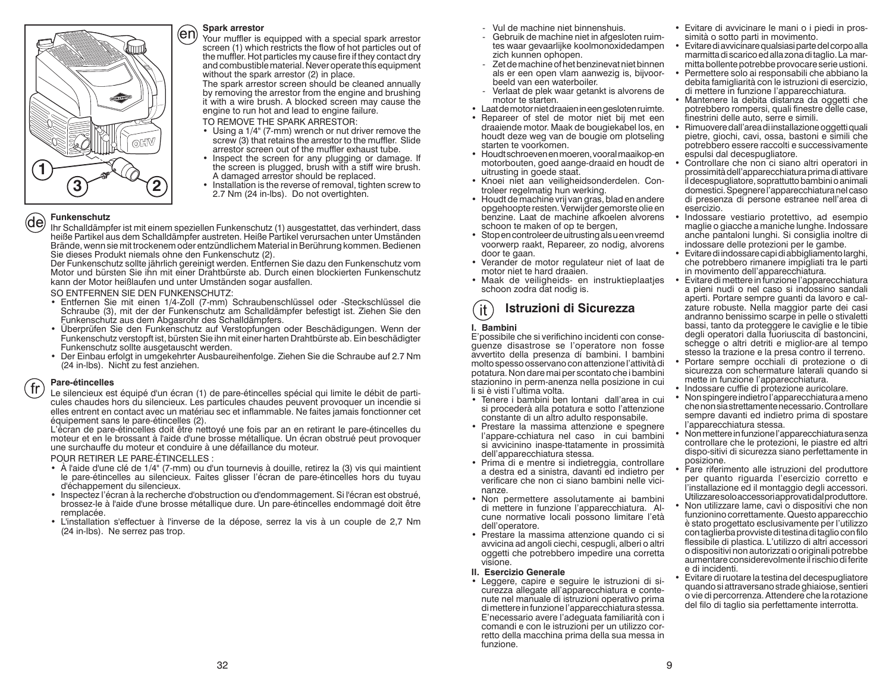## Spark arrestor

Your muffler is equipped with a special spark arrestor screen (1) which restricts the flow of hot particles out of the muffler. Hot particles my cause fire if they contact dry and combustible material. Never operate this equipment without the spark arrestor (2) in place.

The spark arrestor screen should be cleaned annually by removing the arrestor from the engine and brushing it with a wire brush. A blocked screen may cause the engine to run hot and lead to engine failure.

TO REMOVE THE SPARK ARRESTOR:

- Using a 1/4" (7-mm) wrench or nut driver remove the screw (3) that retains the arrestor to the muffler. Slide arrestor screen out of the muffler exhaust tube.
- Inspect the screen for any plugging or damage. If the screen is plugged, brush with a stiff wire brush. A damaged arrestor should be replaced.
- Installation is the reverse of removal, tighten screw to 2.7 Nm (24 in-lbs). Do not overtighten.

## Funkenschutz

Ihr Schalldämpfer ist mit einem speziellen Funkenschutz (1) ausgestattet, das verhindert, dass heiße Partikel aus dem Schalldämpfer austreten. Heiße Partikel verursachen unter Umständen Brände, wenn sie mit trockenem oder entzündlichem Material in Berührung kommen. Bedienen Sie dieses Produkt niemals ohne den Funkenschutz (2).

Der Funkenschutz sollte jährlich gereinigt werden. Entfernen Sie dazu den Funkenschutz vom Motor und bürsten Sie ihn mit einer Drahtbürste ab. Durch einen blockierten Funkenschutz kann der Motor heißlaufen und unter Umständen sogar ausfallen.

SO ENTFERNEN SIE DEN FUNKENSCHUTZ:

- Entfernen Sie mit einen 1/4-Zoll (7-mm) Schraubenschlüssel oder -Steckschlüssel die Schraube (3), mit der der Funkenschutz am Schalldämpfer befestigt ist. Ziehen Sie den Funkenschutz aus dem Abgasrohr des Schalldämpfers.
- Überprüfen Sie den Funkenschutz auf Verstopfungen oder Beschädigungen. Wenn der Funkenschutz verstopft ist, bürsten Sie ihn mit einer harten Drahtbürste ab. Ein beschädigter Funkenschutz sollte ausgetauscht werden.
- Der Einbau erfolgt in umgekehrter Ausbaureihenfolge. Ziehen Sie die Schraube auf 2.7 Nm (24 in-lbs). Nicht zu fest anziehen.

## Pare-étincelles

Le silencieux est équipé d'un écran (1) de pare-étincelles spécial qui limite le débit de particules chaudes hors du silencieux. Les particules chaudes peuvent provoquer un incendie si elles entrent en contact avec un matériau sec et inflammable. Ne faites jamais fonctionner cet équipement sans le pare-étincelles (2).

L'écran de pare-étincelles doit être nettoyé une fois par an en retirant le pare-étincelles du moteur et en le brossant à l'aide d'une brosse métallique. Un écran obstrué peut provoquer une surchauffe du moteur et conduire à une défaillance du moteur.

POUR RETIRER LE PARE-ÉTINCELLES :

- À l'aide d'une clé de 1/4" (7-mm) ou d'un tournevis à douille, retirez la (3) vis qui maintient le pare-étincelles au silencieux. Faites glisser l'écran de pare-étincelles hors du tuyau d'échappement du silencieux.
- Inspectez l'écran à la recherche d'obstruction ou d'endommagement. Si l'écran est obstrué, brossez-le à l'aide d'une brosse métallique dure. Un pare-étincelles endommagé doit être remplacée.
- L'installation s'effectuer à l'inverse de la dépose, serrez la vis à un couple de 2,7 Nm (24 in-lbs). Ne serrez pas trop.

- Vul de machine niet binnenshuis.
- Gebruik de machine niet in afgesloten ruimtes waar gevaarlijke koolmonoxidedampen zich kunnen ophopen.
- Zet de machine of het benzinevat niet binnen als er een open vlam aanwezig is, bijvoorbeeld van een waterboiler.
- Verlaat de plek waar getankt is alvorens de motor te starten.

- Laat de motor niet draaien in een gesloten ruimte.
- Repareer of stel de motor niet bij met een draaiende motor. Maak de bougiekabel los, en houdt deze weg van de bougie om plotseling starten te voorkomen.
- Houdt schroeven en moeren, vooral maaikop-en motorbouten, goed aange-draaid en houdt de uitrusting in goede staat.
- Knoei niet aan veiligheidsonderdelen. Controleer regelmatig hun werking.
- Houdt de machine vrij van gras, blad en andere opgehoopte resten. Verwijder gemorste olie en benzine. Laat de machine afkoelen alvorens schoon te maken of op te bergen,
- Stop en controleer de uitrusting als u een vreemd voorwerp raakt, Repareer, zo nodig, alvorens door te gaan.
- Verander de motor regulateur niet of laat de motor niet te hard draaien.
- Maak de veiligheids- en instruktieplaatjes schoon zodra dat nodig is.

## Istruzioni di Sicurezza

### I. Bambini

E'possibile che si verifichino incidenti con conseguenze disastrose se l'operatore non fosse avvertito della presenza di bambini. I bambini molto spesso osservano con attenzione l'attività di potatura. Non dare mai per scontato che i bambini stazionino in perm-anenza nella posizione in cui li si è visti l'ultima volta.

- Tenere i bambini ben lontani dall'area in cui si procederà alla potatura e sotto l'attenzione constante di un altro adulto responsabile.
- Prestare la massima attenzione e spegnere l'appare-cchiatura nel caso in cui bambini si avvicinino inaspe-ttatamente in prossimità dell'apparecchiatura stessa.
- Prima di e mentre si indietreggia, controllare a destra ed a sinistra, davanti ed indietro per verificare che non ci siano bambini nelle vicinanze.
- Non permettere assolutamente ai bambini di mettere in funzione l'apparecchiatura. Alcune normative locali possono limitare l'età dell'operatore.
- Prestare la massima attenzione quando ci si avvicina ad angoli ciechi, cespugli, alberi o altri oggetti che potrebbero impedire una corretta visione.

### II. Esercizio Generale

- Leggere, capire e seguire le istruzioni di sicurezza allegate all'apparecchiatura e contenute nel manuale di istruzioni operativo prima di mettere in funzione l'apparecchiatura stessa. E'necessario avere l'adeguata familiarità con i comandi e con le istruzioni per un utilizzo corretto della macchina prima della sua messa in funzione.
- Evitare di avvicinare le mani o i piedi in prossimità o sotto parti in movimento.
- Evitare di avvicinare qualsiasi parte del corpo alla marmitta di scarico ed alla zona di taglio. La marmitta bollente potrebbe provocare serie ustioni.
- Permettere solo ai responsabili che abbiano la debita famigliarità con le istruzioni di esercizio, di mettere in funzione l'apparecchiatura.
- Mantenere la debita distanza da oggetti che potrebbero rompersi, quali finestre delle case, finestrini delle auto, serre e simili.
- Rimuovere dall'area di installazione oggetti quali pietre, giochi, cavi, ossa, bastoni e simili che potrebbero essere raccolti e successivamente espulsi dal decespugliatore.
- Controllare che non ci siano altri operatori in prossimità dell'apparecchiatura prima di attivare il decespugliatore, soprattutto bambini o animali domestici. Spegnere l'apparecchiatura nel caso di presenza di persone estranee nell'area di esercizio.
- Indossare vestiario protettivo, ad esempio maglie o giacche a maniche lunghe. Indossare anche pantaloni lunghi. Si consiglia inoltre di indossare delle protezioni per le gambe.
- Evitare di indossare capi di abbigliamento larghi, che potrebbero rimanere impigliati tra le parti in movimento dell'apparecchiatura.
- Evitare di mettere in funzione l'apparecchiatura a pieni nudi o nel caso si indossino sandali aperti. Portare sempre guanti da lavoro e calzature robuste. Nella maggior parte dei casi andranno benissimo scarpe in pelle o stivaletti bassi, tanto da proteggere le caviglie e le tibie degli operatori dalla fuoriuscita di bastoncini, schegge o altri detriti e miglior-are al tempo stesso la trazione e la presa contro il terreno.
- Portare sempre occhiali di protezione o di sicurezza con schermature laterali quando si mette in funzione l'apparecchiatura.
- Indossare cuffie di protezione auricolare.
- Non spingere indietro l'apparecchiatura a meno che non sia strettamente necessario. Controllare sempre davanti ed indietro prima di spostare l'apparecchiatura stessa.
- Non mettere in funzione l'apparecchiatura senza controllare che le protezioni, le piastre ed altri dispo-sitivi di sicurezza siano perfettamente in posizione.
- Fare riferimento alle istruzioni del produttore per quanto riguarda l'esercizio corretto e l'installazione ed il montaggio degli accessori. Utilizzare solo accessori approvati dal produttore.
- Non utilizzare lame, cavi o dispositivi che non funzionino correttamente. Questo apparecchio è stato progettato esclusivamente per l'utilizzo con taglierba provviste di testina di taglio con filo flessibile di plastica. L'utilizzo di altri accessori o dispositivi non autorizzati o originali potrebbe aumentare considerevolmente il rischio di ferite e di incidenti.
- Evitare di ruotare la testina del decespugliatore quando si attraversano strade ghiaiose, sentieri o vie di percorrenza. Attendere che la rotazione del filo di taglio sia perfettamente interrotta.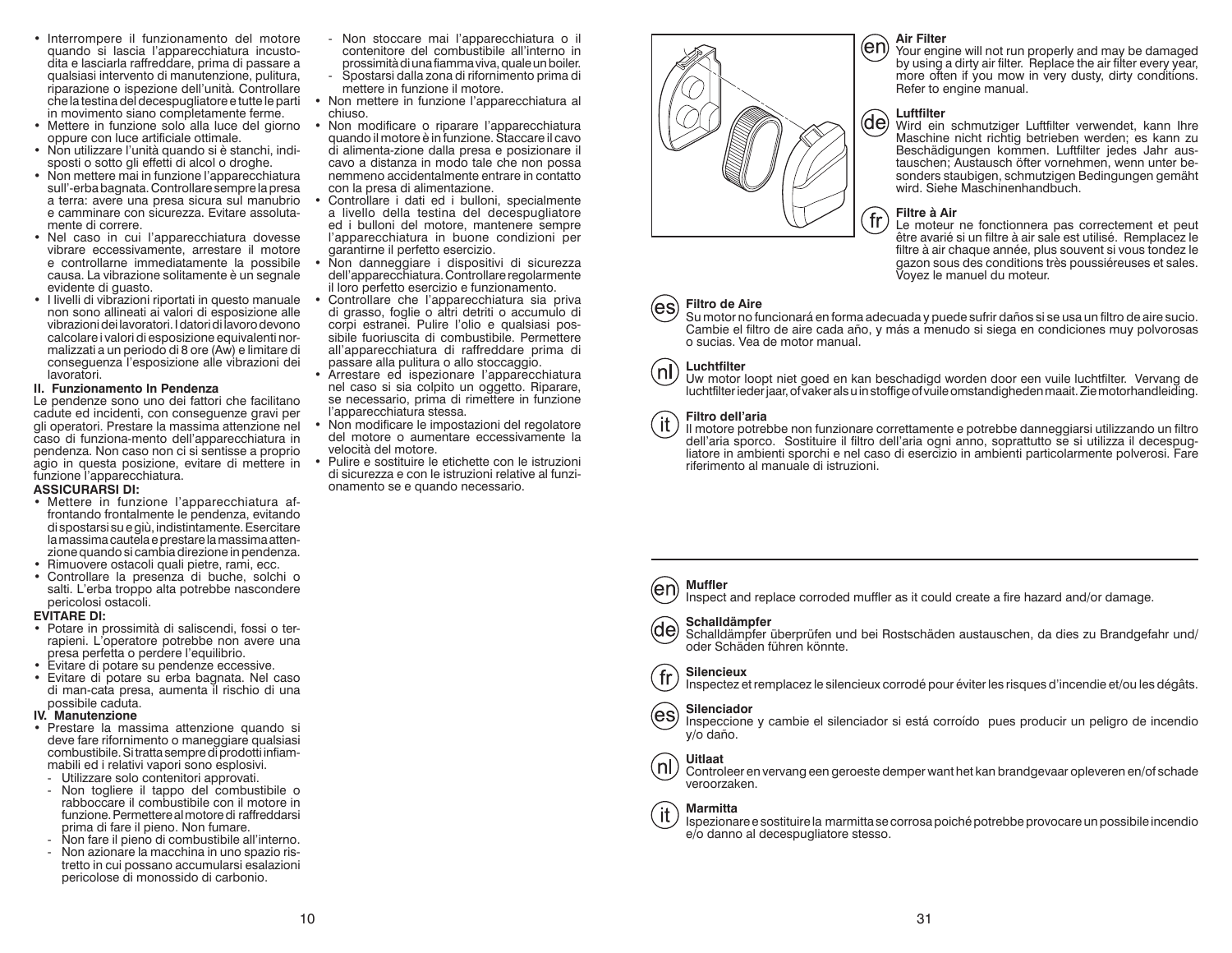- Interrompere il funzionamento del motore quando si lascia l'apparecchiatura incustodita e lasciarla raffreddare, prima di passare a qualsiasi intervento di manutenzione, pulitura, riparazione o ispezione dell'unità. Controllare che la testina del decespugliatore e tutte le parti in movimento siano completamente ferme.
- Mettere in funzione solo alla luce del giorno oppure con luce artificiale ottimale.
- Non utilizzare l'unità quando si è stanchi, indisposti o sotto gli effetti di alcol o droghe.
- Non mettere mai in funzione l'apparecchiatura sull'-erba bagnata. Controllare sempre la presa a terra: avere una presa sicura sul manubrio e camminare con sicurezza. Evitare assolutamente di correre.
- Nel caso in cui l'apparecchiatura dovesse vibrare eccessivamente, arrestare il motore e controllarne immediatamente la possibile causa. La vibrazione solitamente è un segnale evidente di guasto.
- I livelli di vibrazioni riportati in questo manuale non sono allineati ai valori di esposizione alle vibrazioni dei lavoratori. I datori di lavoro devono calcolare i valori di esposizione equivalenti normalizzati a un periodo di 8 ore (Aw) e limitare di conseguenza l'esposizione alle vibrazioni dei lavoratori.

**II. Funzionamento In Pendenza**

Le pendenze sono uno dei fattori che facilitano cadute ed incidenti, con conseguenze gravi per gli operatori. Prestare la massima attenzione nel caso di funziona-mento dell'apparecchiatura in pendenza. Non caso non ci si sentisse a proprio agio in questa posizione, evitare di mettere in funzione l'apparecchiatura.

**ASSICURARSI DI:**

- Mettere in funzione l'apparecchiatura affrontando frontalmente le pendenze, evitando di spostarsi su e giù, indistintamente. Esercitare la massima cautela e prestare la massima attenzione quando si cambia direzione in pendenza.
- Rimuovere ostacoli quali pietre, rami, ecc.
- Controllare la presenza di buche, solchi o salti. L'erba troppo alta potrebbe nascondere pericolosi ostacoli.

**EVITARE DI:**

- Potare in prossimità di saliscendi, fossi o terrapieni. L'operatore potrebbe non avere una presa perfetta o perdere l'equilibrio.
- Evitare di potare su pendenze eccessive.
- Evitare di potare su erba bagnata. Nel caso di man-cata presa, aumenta il rischio di una possibile caduta.

**IV. Manutenzione**

- Prestare la massima attenzione quando si deve fare rifornimento o maneggiare qualsiasi combustibile. Si tratta sempre di prodotti infiammabili ed i relativi vapori sono esplosivi.
  - Utilizzare solo contenitori approvati.
  - Non togliere il tappo del combustibile o rabboccare il combustibile con il motore in funzione. Permettere al motore di raffreddarsi prima di fare il pieno. Non fumare.
  - Non fare il pieno di combustibile all'interno.
  - Non azionare la macchina in uno spazio ristretto in cui possano accumularsi esalazioni pericolose di monossido di carbonio.
  - Non stoccare mai l'apparecchiatura o il contenitore del combustibile all'interno in prossimità di una fiamma viva, quale un boiler.
  - Spostarsi dalla zona di rifornimento prima di mettere in funzione il motore.
- Non mettere in funzione l'apparecchiatura al chiuso.
- Non modificare o riparare l'apparecchiatura quando il motore è in funzione. Staccare il cavo di alimenta-zione dalla presa e posizionare il cavo a distanza in modo tale che non possa nemmeno accidentalmente entrare in contatto con la presa di alimentazione.
- Controllare i dati ed i bulloni, specialmente a livello della testina del decespugliatore ed i bulloni del motore, mantenere sempre l'apparecchiatura in buone condizioni per garantirne il perfetto esercizio.
- Non danneggiare i dispositivi di sicurezza dell'apparecchiatura. Controllare regolarmente il loro perfetto esercizio e funzionamento.
- Controllare che l'apparecchiatura sia priva di grasso, foglie o altri detriti o accumulo di corpi estranei. Pulire l'olio e qualsiasi possibile fuoriuscita di combustibile. Permettere all'apparecchiatura di raffreddare prima di passare alla pulitura o allo stoccaggio.
- Arrestare ed ispezionare l'apparecchiatura nel caso si sia colpito un oggetto. Riparare, se necessario, prima di rimettere in funzione l'apparecchiatura stessa.
- Non modificare le impostazioni del regolatore del motore o aumentare eccessivamente la velocità del motore.
- Pulire e sostituire le etichette con le istruzioni di sicurezza e con le istruzioni relative al funzionamento se e quando necessario.

---

(en) **Air Filter**
Your engine will not run properly and may be damaged by using a dirty air filter. Replace the air filter every year, more often if you mow in very dusty, dirty conditions. Refer to engine manual.

(de) **Luftfilter**
Wird ein schmutziger Luftfilter verwendet, kann Ihre Maschine nicht richtig betrieben werden; es kann zu Beschädigungen kommen. Luftfilter jedes Jahr austauschen; Austausch öfter vornehmen, wenn unter besonders staubigen, schmutzigen Bedingungen gemäht wird. Siehe Maschinenhandbuch.

(fr) **Filtre à Air**
Le moteur ne fonctionnera pas correctement et peut être avarié si un filtre à air sale est utilisé. Remplacez le filtre à air chaque année, plus souvent si vous tondez le gazon sous des conditions très poussiéreuses et sales. Voyez le manuel du moteur.

(es) **Filtro de Aire**
Su motor no funcionará en forma adecuada y puede sufrir daños si se usa un filtro de aire sucio. Cambie el filtro de aire cada año, y más a menudo si siega en condiciones muy polvorosas o sucias. Vea de motor manual.

(nl) **Luchtfilter**
Uw motor loopt niet goed en kan beschadigd worden door een vuile luchtfilter. Vervang de luchtfilter ieder jaar, of vaker als u in stoffige of vuile omstandigheden maait. Zie motorhandleiding.

(it) **Filtro dell'aria**
Il motore potrebbe non funzionare correttamente e potrebbe danneggiarsi utilizzando un filtro dell'aria sporco. Sostituire il filtro dell'aria ogni anno, soprattutto se si utilizza il decespugliatore in ambienti sporchi e nel caso di esercizio in ambienti particolarmente polverosi. Fare riferimento al manuale di istruzioni.

---

(en) **Muffler**
Inspect and replace corroded muffler as it could create a fire hazard and/or damage.

(de) **Schalldämpfer**
Schalldämpfer überprüfen und bei Rostschäden austauschen, da dies zu Brandgefahr und/oder Schäden führen könnte.

(fr) **Silencieux**
Inspectez et remplacez le silencieux corrodé pour éviter les risques d'incendie et/ou les dégâts.

(es) **Silenciador**
Inspeccione y cambie el silenciador si está corroído pues producir un peligro de incendio y/o daño.

(nl) **Uitlaat**
Controleer en vervang een geroeste demper want het kan brandgevaar opleveren en/of schade veroorzaken.

(it) **Marmitta**
Ispezionare e sostituire la marmitta se corrosa poiché potrebbe provocare un possibile incendio e/o danno al decespugliatore stesso.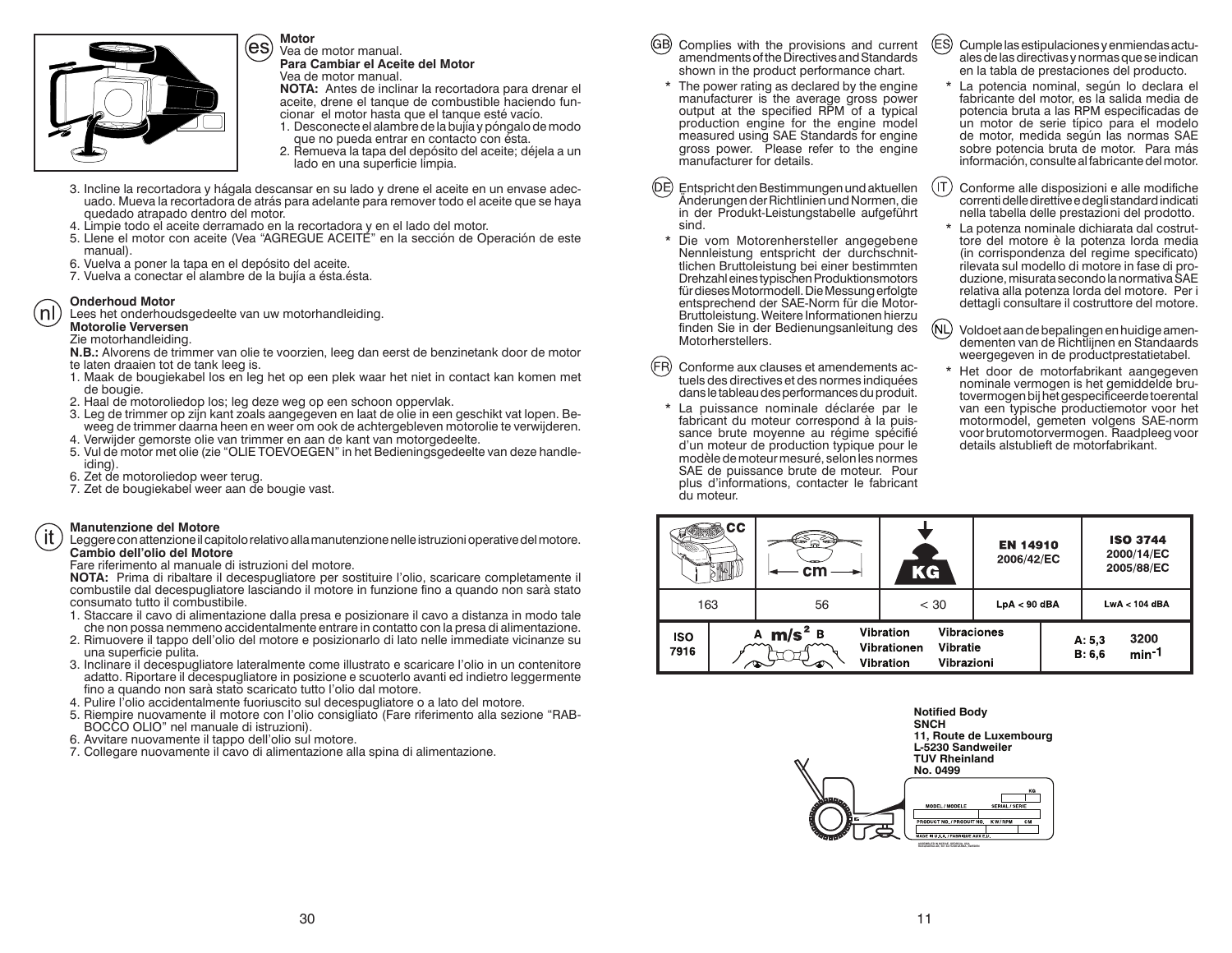**es** **Motor**
Vea de motor manual.
**Para Cambiar el Aceite del Motor**
Vea de motor manual.
**NOTA:** Antes de inclinar la recortadora para drenar el aceite, drene el tanque de combustible haciendo funcionar el motor hasta que el tanque esté vacío.

1. Desconecte el alambre de la bujía y póngalo de modo que no pueda entrar en contacto con ésta.
2. Remueva la tapa del depósito del aceite; déjela a un lado en una superficie limpia.
3. Incline la recortadora y hágala descansar en su lado y drene el aceite en un envase adecuado. Mueva la recortadora de atrás para adelante para remover todo el aceite que se haya quedado atrapado dentro del motor.
4. Limpie todo el aceite derramado en la recortadora y en el lado del motor.
5. Llene el motor con aceite (Vea "AGREGUE ACEITE" en la sección de Operación de este manual).
6. Vuelva a poner la tapa en el depósito del aceite.
7. Vuelva a conectar el alambre de la bujía a ésta.ésta.

**nl** **Onderhoud Motor**
Lees het onderhoudsgedeelte van uw motorhandleiding.
**Motorolie Verversen**
Zie motorhandleiding.
**N.B.:** Alvorens de trimmer van olie te voorzien, leeg dan eerst de benzinetank door de motor te laten draaien tot de tank leeg is.

1. Maak de bougiekabel los en leg het op een plek waar het niet in contact kan komen met de bougie.
2. Haal de motoroliedop los; leg deze weg op een schoon oppervlak.
3. Leg de trimmer op zijn kant zoals aangegeven en laat de olie in een geschikt vat lopen. Beweeg de trimmer daarna heen en weer om ook de achtergebleven motorolie te verwijderen.
4. Verwijder gemorste olie van trimmer en aan de kant van motorgedeelte.
5. Vul de motor met olie (zie "OLIE TOEVOEGEN" in het Bedieningsgedeelte van deze handleiding).
6. Zet de motoroliedop weer terug.
7. Zet de bougiekabel weer aan de bougie vast.

**it** **Manutenzione del Motore**
Leggere con attenzione il capitolo relativo alla manutenzione nelle istruzioni operative del motore.
**Cambio dell'olio del Motore**
Fare riferimento al manuale di istruzioni del motore.
**NOTA:** Prima di ribaltare il decespugliatore per sostituire l'olio, scaricare completamente il combustile dal decespugliatore lasciando il motore in funzione fino a quando non sarà stato consumato tutto il combustibile.

1. Staccare il cavo di alimentazione dalla presa e posizionare il cavo a distanza in modo tale che non possa nemmeno accidentalmente entrare in contatto con la presa di alimentazione.
2. Rimuovere il tappo dell'olio del motore e posizionarlo di lato nelle immediate vicinanze su una superficie pulita.
3. Inclinare il decespugliatore lateralmente come illustrato e scaricare l'olio in un contenitore adatto. Riportare il decespugliatore in posizione e scuoterlo avanti ed indietro leggermente fino a quando non sarà stato scaricato tutto l'olio dal motore.
4. Pulire l'olio accidentalmente fuoriuscito sul decespugliatore o a lato del motore.
5. Riempire nuovamente il motore con l'olio consigliato (Fare riferimento alla sezione "RABBOCCO OLIO" nel manuale di istruzioni).
6. Avvitare nuovamente il tappo dell'olio sul motore.
7. Collegare nuovamente il cavo di alimentazione alla spina di alimentazione.

**GB** Complies with the provisions and current amendments of the Directives and Standards shown in the product performance chart.

\* The power rating as declared by the engine manufacturer is the average gross power output at the specified RPM of a typical production engine for the engine model measured using SAE Standards for engine gross power. Please refer to the engine manufacturer for details.

**DE** Entspricht den Bestimmungen und aktuellen Änderungen der Richtlinien und Normen, die in der Produkt-Leistungstabelle aufgeführt sind.

\* Die vom Motorenhersteller angegebene Nennleistung entspricht der durchschnittlichen Bruttoleistung bei einer bestimmten Drehzahl eines typischen Produktionsmotors für dieses Motormodell. Die Messung erfolgte entsprechend der SAE-Norm für die Motor-Bruttoleistung. Weitere Informationen hierzu finden Sie in der Bedienungsanleitung des Motorherstellers.

**FR** Conforme aux clauses et amendements actuels des directives et des normes indiquées dans le tableau des performances du produit.

\* La puissance nominale déclarée par le fabricant du moteur correspond à la puissance brute moyenne au régime spécifié d'un moteur de production typique pour le modèle de moteur mesuré, selon les normes SAE de puissance brute de moteur. Pour plus d'informations, contacter le fabricant du moteur.

**ES** Cumple las estipulaciones y enmiendas actuales de las directivas y normas que se indican en la tabla de prestaciones del producto.

\* La potencia nominal, según lo declara el fabricante del motor, es la salida media de potencia bruta a las RPM especificadas de un motor de serie típico para el modelo de motor, medida según las normas SAE sobre potencia bruta de motor. Para más información, consulte al fabricante del motor.

**IT** Conforme alle disposizioni e alle modifiche correnti delle direttive e degli standard indicati nella tabella delle prestazioni del prodotto.

\* La potenza nominale dichiarata dal costruttore del motore è la potenza lorda media (in corrispondenza del regime specificato) rilevata sul modello di motore in fase di produzione, misurata secondo la normativa SAE relativa alla potenza lorda del motore. Per i dettagli consultare il costruttore del motore.

**NL** Voldoet aan de bepalingen en huidige amendementen van de Richtlijnen en Standaards weergegeven in de productprestatietabel.

\* Het door de motorfabrikant aangegeven nominale vermogen is het gemiddelde brutovermogen bij het gespecificeerde toerental van een typische productiemotor voor het motormodel, gemeten volgens SAE-norm voor brutomotorvermogen. Raadpleeg voor details alstublieft de motorfabrikant.

| CC | cm | KG | EN 14910 2006/42/EC | ISO 3744 2000/14/EC 2005/88/EC |
|---|---|---|---|---|
| 163 | 56 | < 30 | LpA < 90 dBA | LwA < 104 dBA |

| ISO 7916 | A $m/s^2$ B | Vibration / Vibrationen / Vibration / Vibraciones / Vibratie / Vibrazioni | A: 5,3 B: 6,6 | 3200 $min^{-1}$ |
|---|---|---|---|---|

**Notified Body**
**SNCH**
**11, Route de Luxembourg**
**L-5230 Sandweiler**
**TUV Rheinland**
**No. 0499**

MODEL / MODELE — SERIAL / SERIE — KG
PRODUCT NO. / PRODUIT NO. — KW / RPM — CM
MADE IN U.S.A. / FABRIQUE AUX E.U.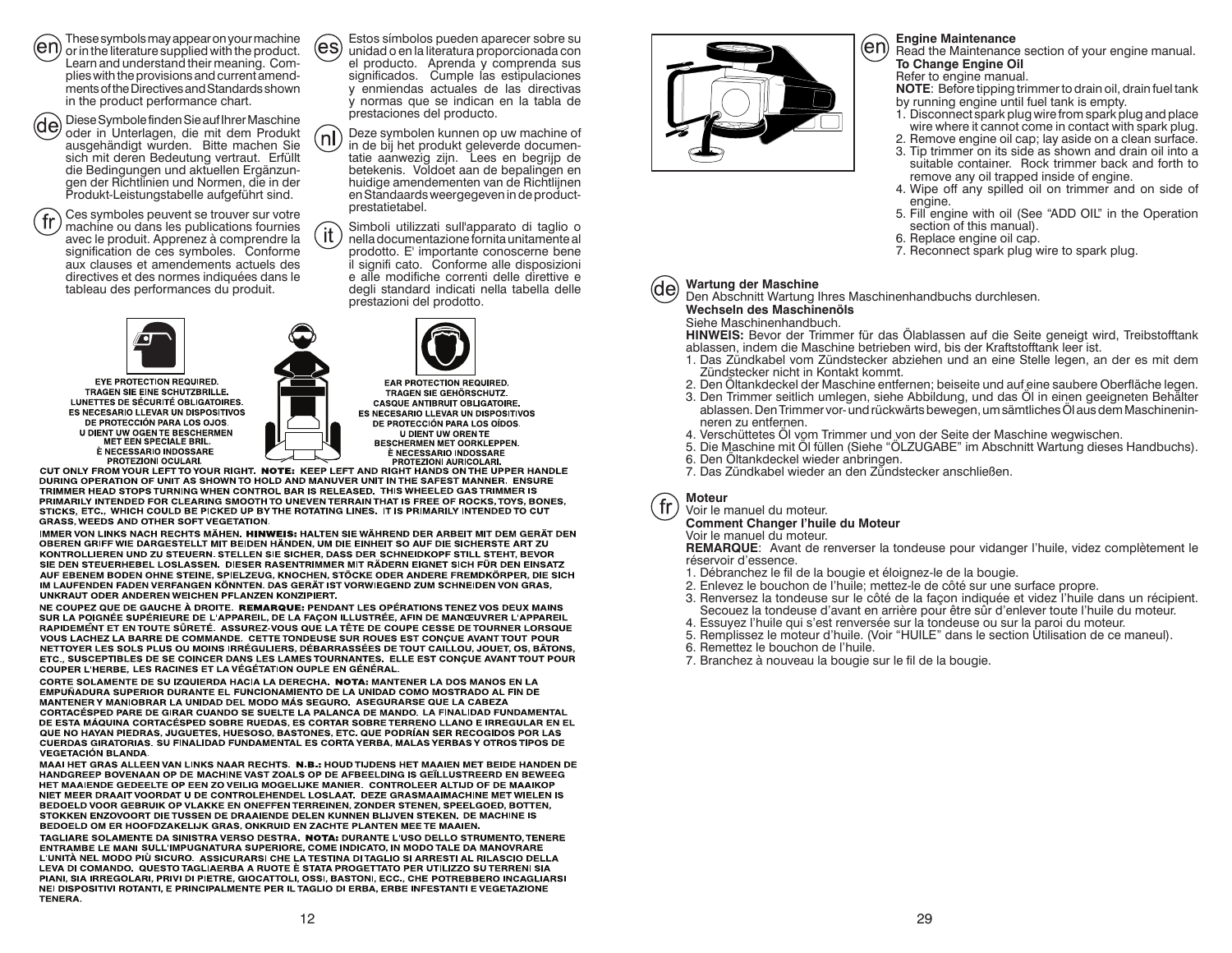(en) These symbols may appear on your machine or in the literature supplied with the product. Learn and understand their meaning. Complies with the provisions and current amendments of the Directives and Standards shown in the product performance chart.

(de) Diese Symbole finden Sie auf Ihrer Maschine oder in Unterlagen, die mit dem Produkt ausgehändigt wurden. Bitte machen Sie sich mit deren Bedeutung vertraut. Erfüllt die Bedingungen und aktuellen Ergänzungen der Richtlinien und Normen, die in der Produkt-Leistungstabelle aufgeführt sind.

(fr) Ces symboles peuvent se trouver sur votre machine ou dans les publications fournies avec le produit. Apprenez à comprendre la signification de ces symboles. Conforme aux clauses et amendements actuels des directives et des normes indiquées dans le tableau des performances du produit.

(es) Estos símbolos pueden aparecer sobre su unidad o en la literatura proporcionada con el producto. Aprenda y comprenda sus significados. Cumple las estipulaciones y enmiendas actuales de las directivas y normas que se indican en la tabla de prestaciones del producto.

(nl) Deze symbolen kunnen op uw machine of in de bij het produkt geleverde documentatie aanwezig zijn. Lees en begrijp de betekenis. Voldoet aan de bepalingen en huidige amendementen van de Richtlijnen en Standaards weergegeven in de productprestatietabel.

(it) Simboli utilizzati sull'apparato di taglio o nella documentazione fornita unitamente al prodotto. E' importante conoscerne bene il signifi cato. Conforme alle disposizioni e alle modifiche correnti delle direttive e degli standard indicati nella tabella delle prestazioni del prodotto.

EYE PROTECTION REQUIRED.
TRAGEN SIE EINE SCHUTZBRILLE.
LUNETTES DE SÉCURITÉ OBLIGATOIRES.
ES NECESARIO LLEVAR UN DISPOSITIVOS DE PROTECCIÓN PARA LOS OJOS.
U DIENT UW OGEN TE BESCHERMEN MET EEN SPECIALE BRIL.
È NECESSARIO INDOSSARE PROTEZIONI OCULARI.

EAR PROTECTION REQUIRED.
TRAGEN SIE GEHÖRSCHUTZ.
CASQUE ANTIBRUIT OBLIGATOIRE.
ES NECESARIO LLEVAR UN DISPOSITIVOS DE PROTECCIÓN PARA LOS OÍDOS.
U DIENT UW OREN TE BESCHERMEN MET OORKLEPPEN.
È NECESSARIO INDOSSARE PROTEZIONI AURICOLARI.

CUT ONLY FROM YOUR LEFT TO YOUR RIGHT. **NOTE:** KEEP LEFT AND RIGHT HANDS ON THE UPPER HANDLE DURING OPERATION OF UNIT AS SHOWN TO HOLD AND MANUVER UNIT IN THE SAFEST MANNER. ENSURE TRIMMER HEAD STOPS TURNING WHEN CONTROL BAR IS RELEASED. THIS WHEELED GAS TRIMMER IS PRIMARILY INTENDED FOR CLEARING SMOOTH TO UNEVEN TERRAIN THAT IS FREE OF ROCKS, TOYS, BONES, STICKS, ETC., WHICH COULD BE PICKED UP BY THE ROTATING LINES. IT IS PRIMARILY INTENDED TO CUT GRASS, WEEDS AND OTHER SOFT VEGETATION.

IMMER VON LINKS NACH RECHTS MÄHEN. **HINWEIS:** HALTEN SIE WÄHREND DER ARBEIT MIT DEM GERÄT DEN OBEREN GRIFF WIE DARGESTELLT MIT BEIDEN HÄNDEN, UM DIE EINHEIT SO AUF DIE SICHERSTE ART ZU KONTROLLIEREN UND ZU STEUERN. STELLEN SIE SICHER, DASS DER SCHNEIDKOPF STILL STEHT, BEVOR SIE DEN STEUERHEBEL LOSLASSEN. DIESER RASENTRIMMER MIT RÄDERN EIGNET SICH FÜR DEN EINSATZ AUF EBENEM BODEN OHNE STEINE, SPIELZEUG, KNOCHEN, STÖCKE ODER ANDERE FREMDKÖRPER, DIE SICH IM LAUFENDEN FADEN VERFANGEN KÖNNTEN. DAS GERÄT IST VORWIEGEND ZUM SCHNEIDEN VON GRAS, UNKRAUT ODER ANDEREN WEICHEN PFLANZEN KONZIPIERT.

NE COUPEZ QUE DE GAUCHE À DROITE. **REMARQUE:** PENDANT LES OPÉRATIONS TENEZ VOS DEUX MAINS SUR LA POIGNÉE SUPÉRIEURE DE L'APPAREIL, DE LA FAÇON ILLUSTRÉE, AFIN DE MANŒUVRER L'APPAREIL RAPIDEMENT ET EN TOUTE SÛRETÉ. ASSUREZ-VOUS QUE LA TÊTE DE COUPE CESSE DE TOURNER LORSQUE VOUS LACHEZ LA BARRE DE COMMANDE. CETTE TONDEUSE SUR ROUES EST CONÇUE AVANT TOUT POUR NETTOYER LES SOLS PLUS OU MOINS IRRÉGULIERS, DÉBARRASSÉES DE TOUT CAILLOU, JOUET, OS, BÂTONS, ETC., SUSCEPTIBLES DE SE COINCER DANS LES LAMES TOURNANTES. ELLE EST CONÇUE AVANT TOUT POUR COUPER L'HERBE, LES RACINES ET LA VÉGÉTATION OUPLE EN GÉNÉRAL.

CORTE SOLAMENTE DE SU IZQUIERDA HACIA LA DERECHA. **NOTA:** MANTENER LA DOS MANOS EN LA EMPUÑADURA SUPERIOR DURANTE EL FUNCIONAMIENTO DE LA UNIDAD COMO MOSTRADO AL FIN DE MANTENER Y MANIOBRAR LA UNIDAD DEL MODO MÁS SEGURO. ASEGURARSE QUE LA CABEZA CORTACÉSPED PARE DE GIRAR CUANDO SE SUELTE LA PALANCA DE MANDO. LA FINALIDAD FUNDAMENTAL DE ESTA MÁQUINA CORTACÉSPED SOBRE RUEDAS, ES CORTAR SOBRE TERRENO LLANO E IRREGULAR EN EL QUE NO HAYAN PIEDRAS, JUGUETES, HUESOSO, BASTONES, ETC. QUE PODRÍAN SER RECOGIDOS POR LAS CUERDAS GIRATORIAS. SU FINALIDAD FUNDAMENTAL ES CORTA YERBA, MALAS YERBAS Y OTROS TIPOS DE VEGETACIÓN BLANDA.

MAAI HET GRAS ALLEEN VAN LINKS NAAR RECHTS. **N.B.:** HOUD TIJDENS HET MAAIEN MET BEIDE HANDEN DE HANDGREEP BOVENAAN OP DE MACHINE VAST ZOALS OP DE AFBEELDING IS GEÏLLUSTREERD EN BEWEEG HET MAAIENDE GEDEELTE OP EEN ZO VEILIG MOGELIJKE MANIER. CONTROLEER ALTIJD OF DE MAAIKOP NIET MEER DRAAIT VOORDAT U DE CONTROLEHENDEL LOSLAAT. DEZE GRASMAAIMACHINE MET WIELEN IS BEDOELD VOOR GEBRUIK OP VLAKKE EN ONEFFEN TERREINEN, ZONDER STENEN, SPEELGOED, BOTTEN, STOKKEN ENZOVOORT DIE TUSSEN DE DRAAIENDE DELEN KUNNEN BLIJVEN STEKEN. DE MACHINE IS BEDOELD OM ER HOOFDZAKELIJK GRAS, ONKRUID EN ZACHTE PLANTEN MEE TE MAAIEN.

TAGLIARE SOLAMENTE DA SINISTRA VERSO DESTRA. **NOTA:** DURANTE L'USO DELLO STRUMENTO, TENERE ENTRAMBE LE MANI SULL'IMPUGNATURA SUPERIORE, COME INDICATO, IN MODO TALE DA MANOVRARE L'UNITÀ NEL MODO PIÙ SICURO. ASSICURARSI CHE LA TESTINA DI TAGLIO SI ARRESTI AL RILASCIO DELLA LEVA DI COMANDO. QUESTO TAGLIAERBA A RUOTE È STATA PROGETTATO PER UTILIZZO SU TERRENI SIA PIANI, SIA IRREGOLARI, PRIVI DI PIETRE, GIOCATTOLI, OSSI, BASTONI, ECC., CHE POTREBBERO INCAGLIARSI NEI DISPOSITIVI ROTANTI, E PRINCIPALMENTE PER IL TAGLIO DI ERBA, ERBE INFESTANTI E VEGETAZIONE TENERA.

## (en) Engine Maintenance

Read the Maintenance section of your engine manual.

**To Change Engine Oil**

Refer to engine manual.

**NOTE**: Before tipping trimmer to drain oil, drain fuel tank by running engine until fuel tank is empty.

1. Disconnect spark plug wire from spark plug and place wire where it cannot come in contact with spark plug.
2. Remove engine oil cap; lay aside on a clean surface.
3. Tip trimmer on its side as shown and drain oil into a suitable container. Rock trimmer back and forth to remove any oil trapped inside of engine.
4. Wipe off any spilled oil on trimmer and on side of engine.
5. Fill engine with oil (See "ADD OIL" in the Operation section of this manual).
6. Replace engine oil cap.
7. Reconnect spark plug wire to spark plug.

## (de) Wartung der Maschine

Den Abschnitt Wartung Ihres Maschinenhandbuchs durchlesen.

**Wechseln des Maschinenöls**

Siehe Maschinenhandbuch.

**HINWEIS:** Bevor der Trimmer für das Ölablassen auf die Seite geneigt wird, Treibstofftank ablassen, indem die Maschine betrieben wird, bis der Kraftstofftank leer ist.

1. Das Zündkabel vom Zündstecker abziehen und an eine Stelle legen, an der es mit dem Zündstecker nicht in Kontakt kommt.
2. Den Öltankdeckel der Maschine entfernen; beiseite und auf eine saubere Oberfläche legen.
3. Den Trimmer seitlich umlegen, siehe Abbildung, und das Öl in einen geeigneten Behälter ablassen. Den Trimmer vor- und rückwärts bewegen, um sämtliches Öl aus dem Maschineninneren zu entfernen.
4. Verschüttetes Öl vom Trimmer und von der Seite der Maschine wegwischen.
5. Die Maschine mit Öl füllen (Siehe "ÖLZUGABE" im Abschnitt Wartung dieses Handbuchs).
6. Den Öltankdeckel wieder anbringen.
7. Das Zündkabel wieder an den Zündstecker anschließen.

## (fr) Moteur

Voir le manuel du moteur.

**Comment Changer l'huile du Moteur**

Voir le manuel du moteur.

**REMARQUE**: Avant de renverser la tondeuse pour vidanger l'huile, videz complètement le réservoir d'essence.

1. Débranchez le fil de la bougie et éloignez-le de la bougie.
2. Enlevez le bouchon de l'huile; mettez-le de côté sur une surface propre.
3. Renversez la tondeuse sur le côté de la façon indiquée et videz l'huile dans un récipient. Secouez la tondeuse d'avant en arrière pour être sûr d'enlever toute l'huile du moteur.
4. Essuyez l'huile qui s'est renversée sur la tondeuse ou sur la paroi du moteur.
5. Remplissez le moteur d'huile. (Voir "HUILE" dans la section Utilisation de ce maneul).
6. Remettez le bouchon de l'huile.
7. Branchez à nouveau la bougie sur le fil de la bougie.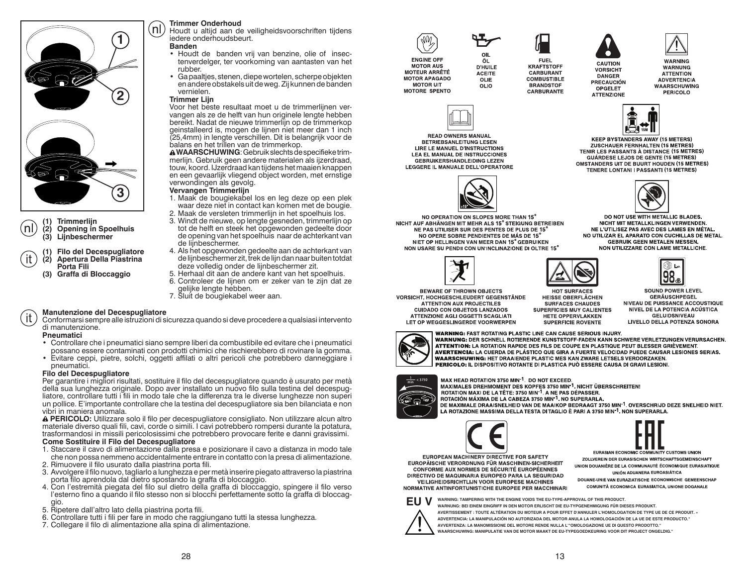**(1) Trimmerlijn**
**(2) Opening in Spoelhuis**
**(3) Lijnbeschermer**

**(1) Filo del Decespugliatore**
**(2) Apertura Della Piastrina Porta Fili**
**(3) Graffa di Bloccaggio**

## Trimmer Onderhoud

Houdt u altijd aan de veiligheidsvoorschriften tijdens iedere onderhoudsbeurt.

**Banden**

- Houdt de banden vrij van benzine, olie of insectenverdelger, ter voorkoming van aantasten van het rubber.
- Ga paaltjes, stenen, diepe wortelen, scherpe objekten en andere obstakels uit de weg. Zij kunnen de banden vernielen.

**Trimmer Lijn**

Voor het beste resultaat moet u de trimmerlijnen vervangen als ze de helft van hun originele lengte hebben bereikt. Nadat de nieuwe trimmerlijn op de trimmerkop geinstalleerd is, mogen de lijnen niet meer dan 1 inch (25,4mm) in lengte verschillen. Dit is belangrijk voor de balans en het trillen van de trimmerkop.

⚠ **WAARSCHUWING**: Gebruik slechts de specifieke trimmerlijn. Gebruik geen andere materialen als ijzerdraad, touw, koord. IJzerdraad kan tijdens het maaien knappen en een gevaarlijk vliegend object worden, met ernstige verwondingen als gevolg.

**Vervangen Trimmerlijn**

1. Maak de bougiekabel los en leg deze op een plek waar deze niet in contact kan komen met de bougie.
2. Maak de versleten trimmerlijn in het spoelhuis los.
3. Windt de nieuwe, op lengte gesneden, trimmerlijn op tot de helft en steek het opgewonden gedeelte door de opening van het spoelhuis naar de achterkant van de lijnbeschermer.
4. Als het opgewonden gedeelte aan de achterkant van de lijnbeschermer zit, trek de lijn dan naar buiten totdat deze volledig onder de lijnbeschermer zit.
5. Herhaal dit aan de andere kant van het spoelhuis.
6. Controleer de lijnen om er zeker van te zijn dat ze gelijke lengte hebben.
7. Sluit de bougiekabel weer aan.

## Manutenzione del Decespugliatore

Conformarsi sempre alle istruzioni di sicurezza quando si deve procedere a qualsiasi intervento di manutenzione.

**Pneumatici**

- Controllare che i pneumatici siano sempre liberi da combustibile ed evitare che i pneumatici possano essere contaminati con prodotti chimici che rischierebbero di rovinare la gomma.
- Evitare ceppi, pietre, solchi, oggetti affilati o altri pericoli che potrebbero danneggiare i pneumatici.

**Filo del Decespugliatore**

Per garantire i migliori risultati, sostituire il filo del decespugliatore quando è usurato per metà della sua lunghezza originale. Dopo aver installato un nuovo filo sulla testina del decespugliatore, controllare tutti i fili in modo tale che la differenza tra le diverse lunghezze non superi un pollice. E'importante controllare che la testina del decespugliatore sia ben bilanciata e non vibri in maniera anomala.

⚠ **PERICOLO:** Utilizzare solo il filo per decespugliatore consigliato. Non utilizzare alcun altro materiale diverso quali fili, cavi, corde o simili. I cavi potrebbero rompersi durante la potatura, trasformandosi in missili pericolosissimi che potrebbero provocare ferite e danni gravissimi.

**Come Sostituire il Filo del Decespugliatore**

1. Staccare il cavo di alimentazione dalla presa e posizionare il cavo a distanza in modo tale che non possa nemmeno accidentalmente entrare in contatto con la presa di alimentazione.
2. Rimuovere il filo usurato dalla piastrina porta fili.
3. Avvolgere il filo nuovo, tagliarlo a lunghezza e per metà inserire piegato attraverso la piastrina porta filo aprendola dal dietro spostando la graffa di bloccaggio.
4. Con l'estremità piegata del filo sul dietro della graffa di bloccaggio, spingere il filo verso l'esterno fino a quando il filo stesso non si blocchi perfettamente sotto la graffa di bloccaggio.
5. Ripetere dall'altro lato della piastrina porta fili.
6. Controllare tutti i fili per fare in modo che raggiungano tutti la stessa lunghezza.
7. Collegare il filo di alimentazione alla spina di alimentazione.

---

ENGINE OFF
MOTOR AUS
MOTEUR ARRÊTÉ
MOTOR APAGADO
MOTOR UIT
MOTORE SPENTO

OIL
ÖL
D'HUILE
ACEITE
OLIE
OLIO

FUEL
KRAFTSTOFF
CARBURANT
COMBUSTIBLE
BRANDSTOF
CARBURANTE

CAUTION
VORSICHT
DANGER
PRECAUCIÓN
OPGELET
ATTENZIONE

WARNING
WARNUNG
ATTENTION
ADVERTENCIA
WAARSCHUWING
PERICOLO

READ OWNERS MANUAL
BETRIEBSANLEITUNG LESEN
LIRE LE MANUEL D'INSTRUCTIONS
LEA EL MANUAL DE INSTRUCCIONES
GEBRUIKERSHANDLEIDING LEZEN
LEGGERE IL MANUALE DELL'OPERATORE

KEEP BYSTANDERS AWAY (15 METERS)
ZUSCHAUER FERNHALTEN (15 METRES)
TENIR LES PASSANTS À DISTANCE (15 METRES)
GUÁRDESE LEJOS DE GENTE (15 METRES)
OMSTANDERS UIT DE BUURT HOUDEN (15 METRES)
TENERE LONTANI I PASSANTI (15 METRES)

NO OPERATION ON SLOPES MORE THAN 15°
NICHT AUF ABHÄNGEN MIT MEHR ALS 15° STEIGUNG BETREIBEN
NE PAS UTILISER SUR DES PENTES DE PLUS DE 15°
NO OPERE SOBRE PENDIENTES DE MÁS DE 15°
NIET OP HELLINGEN VAN MEER DAN 15° GEBRUIKEN
NON USARE SU PENDII CON UN'INCLINAZIONE DI OLTRE 15°

DO NOT USE WITH METALLIC BLADES.
NICHT MIT METALLKLINGEN VERWENDEN.
NE L'UTILISEZ PAS AVEC DES LAMES EN MÉTAL.
NO UTILIZAR EL APARATO CON CUCHILLAS DE METAL.
GEBRUIK GEEN METALEN MESSEN.
NON UTILIZZARE CON LAME METALLICHE.

BEWARE OF THROWN OBJECTS
VORSICHT, HOCHGESCHLEUDERT GEGENSTÄNDE
ATTENTION AUX PROJECTILES
CUIDADO CON OBJETOS LANZADOS
ATTENZIONE AGLI OGGETTI SCAGLIATI
LET OP WEGGESLINGERDE VOORWERPEN

HOT SURFACES
HEISSE OBERFLÄCHEN
SURFACES CHAUDES
SUPERFICIES MUY CALIENTES
HETE OPPERVLAKKEN
SUPERFICIE ROVENTE

SOUND POWER LEVEL
GERÄUSCHPEGEL
NIVEAU DE PUISSANCE ACCOUSTIQUE
NIVEL DE LA POTENCIA ACÚSTICA
GELUIDSNIVEAU
LIVELLO DELLA POTENZA SONORA

**WARNING:** FAST ROTATING PLASTIC LINE CAN CAUSE SERIOUS INJURY.
**WARNUNG:** DER SCHNELL ROTIERENDE KUNSTSTOFF-FADEN KANN SCHWERE VERLETZUNGEN VERURSACHEN.
**ATTENTION:** LA ROTATION RAPIDE DES FILS DE COUPE EN PLASTIQUE PEUT BLESSER GRIÈVEMENT.
**AVERTENCIA:** LA CUERDA DE PLÁSTICO QUE GIRA A FUERTE VELOCIDAD PUEDE CAUSAR LESIONES SERIAS.
**WAARSCHUWING:** HET DRAAIENDE PLASTIC MES KAN ZWARE LETSELS VEROORZAKEN.
**PERICOLO:** IL DISPOSITIVO ROTANTE DI PLASTICA PUÒ ESSERE CAUSA DI GRAVI LESIONI.

MAX HEAD ROTATION 3750 MIN-1. DO NOT EXCEED.
MAXIMALES DREHMOMENT DES KOPFES 3750 MIN-1. NICHT ÜBERSCHREITEN!
ROTATION MAXI DE LA TÊTE: 3750 MIN-1. A NE PAS DÉPASSER.
ROTACIÓN MÁXIMA DE LA CABEZA 3750 MIN-1. NO SUPERARLA.
DE MAXIMALE DRAAISNELHEID VAN DE MAAIKOP BEDRAAGT 3750 MIN-1. OVERSCHRIJD DEZE SNELHEID NIET.
LA ROTAZIONE MASSIMA DELLA TESTA DI TAGLIO È PARI A 3750 MIN-1. NON SUPERARLA.

EUROPEAN MACHINERY DIRECTIVE FOR SAFETY
EUROPÄISCHE VERORDNUNG FÜR MASCHINEN-SICHERHEIT
CONFORME AUX NORMES DE SÉCURITÉ EUROPÉENNES
DIRECTIVO DE MAQUINARIA EUROPEO PARA LA SEGURIDAD
VEILIGHEIDSRICHTLIJN VOOR EUROPESE MACHINES
NORMATIVE ANTINFORTUNISTICHE EUROPEE PER MACCHINARI

EURASIAN ECONOMIC COMMUNITY CUSTOMS UNION
ZOLLVEREIN DER EURASISCHEN WIRTSCHAFTSGEMEINSCHAFT
UNION DOUANIÈRE DE LA COMMUNAUTÉ ÉCONOMIQUE EURASIATIQUE
UNIÓN ADUANERA EUROASIÁTICA
DOUANE-UNIE VAN EURAZIATISCHE ECONOMISCHE GEMEENSCHAP
COMUNITÀ ECONOMICA EURASIATICA, UNIONE DOGANALE

EU V

WARNING: TAMPERING WITH THE ENGINE VOIDS THE EU-TYPE-APPROVAL OF THIS PRODUCT.
WARNUNG: BEI EINEM EINGRIFF IN DEN MOTOR ERLISCHT DIE EU-TYPGENEHMIGUNG FÜR DIESES PRODUKT.
AVERTISSEMENT : TOUTE ALTÉRATION DU MOTEUR A POUR EFFET D'ANNULER L'HOMOLOGATION DE TYPE UE DE CE PRODUIT. »
ADVERTENCIA: LA MANIPULACIÓN NO AUTORIZADA DEL MOTOR ANULA LA HOMOLOGACIÓN DE LA UE DE ESTE PRODUCTO."
AVVERTENZA: LA MANOMISSIONE DEL MOTORE RENDE NULLA L'"OMOLOGAZIONE UE DI QUESTO PRODOTTO."
WAARSCHUWING: MANIPULATIE VAN DE MOTOR MAAKT DE EU-TYPEGOEDKEURING VOOR DIT PROJECT ONGELDIG."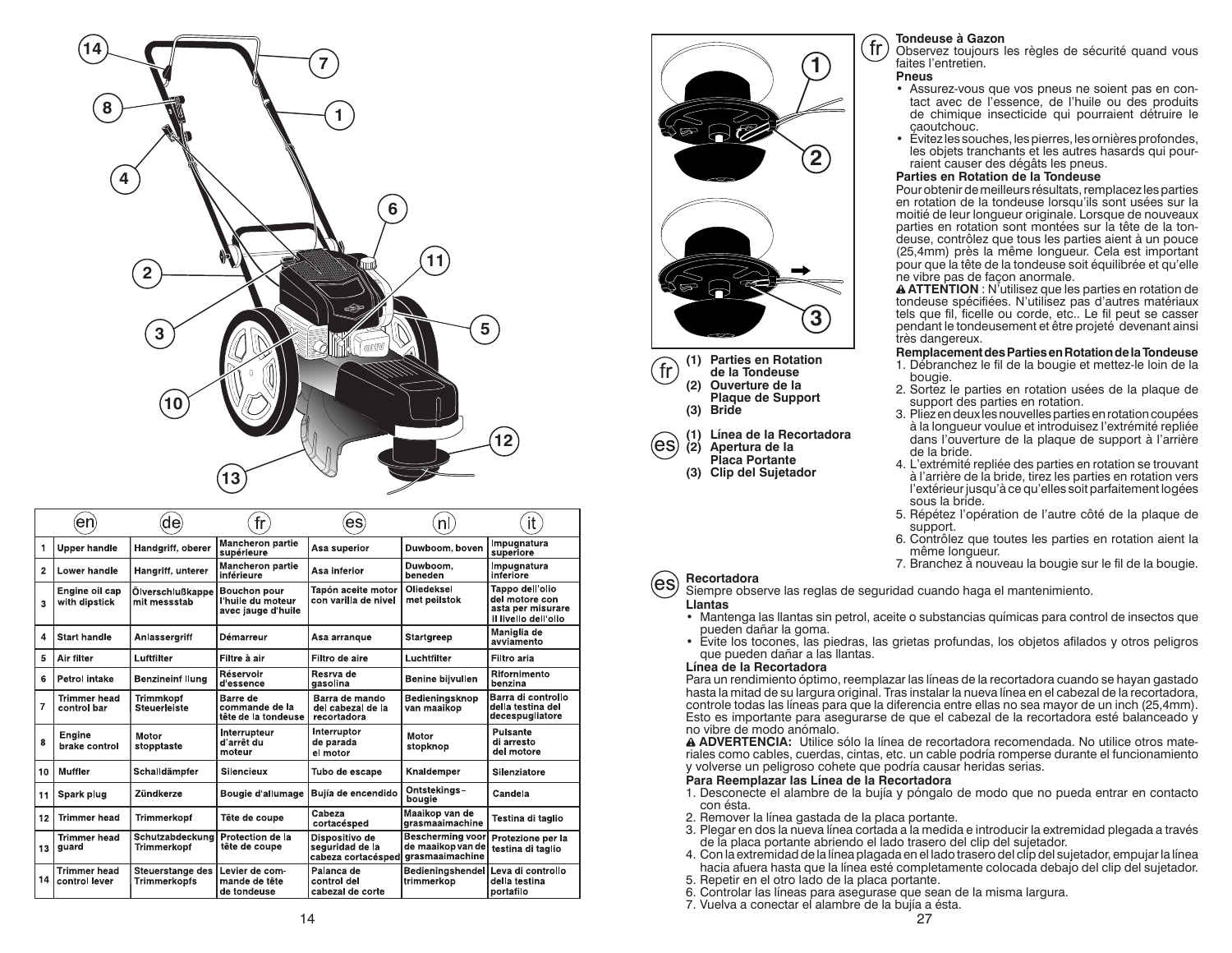| | en | de | fr | es | nl | it |
|---|---|---|---|---|---|---|
| 1 | Upper handle | Handgriff, oberer | Mancheron partie supérieure | Asa superior | Duwboom, boven | Impugnatura superiore |
| 2 | Lower handle | Hangriff, unterer | Mancheron partie inférieure | Asa inferior | Duwboom, beneden | Impugnatura inferiore |
| 3 | Engine oil cap with dipstick | Ölverschlußkappe mit messstab | Bouchon pour l'huile du moteur avec jauge d'huile | Tapón aceite motor con varilla de nivel | Oliedeksel met peilstok | Tappo dell'olio del motore con asta per misurare il livello dell'olio |
| 4 | Start handle | Anlassergriff | Démarreur | Asa arranque | Startgreep | Maniglia de avviamento |
| 5 | Air filter | Luftfilter | Filtre à air | Filtro de aire | Luchtfilter | Filtro aria |
| 6 | Petrol intake | Benzineinf llung | Réservoir d'essence | Resrva de gasolina | Benine bijvullen | Rifornimento benzina |
| 7 | Trimmer head control bar | Trimmkopf Steuerleiste | Barre de commande de la tête de la tondeuse | Barra de mando del cabezal de la recortadora | Bedieningsknop van maaikop | Barra di controllo della testina del decespugliatore |
| 8 | Engine brake control | Motor stopptaste | Interrupteur d'arrêt du moteur | Interruptor de parada el motor | Motor stopknop | Pulsante di arresto del motore |
| 10 | Muffler | Schalldämpfer | Silencieux | Tubo de escape | Knaldemper | Silenziatore |
| 11 | Spark plug | Zündkerze | Bougie d'allumage | Bujía de encendido | Ontstekings-bougie | Candela |
| 12 | Trimmer head | Trimmerkopf | Tête de coupe | Cabeza cortacésped | Maaikop van de grasmaaimachine | Testina di taglio |
| 13 | Trimmer head guard | Schutzabdeckung Trimmerkopf | Protection de la tête de coupe | Dispositivo de seguridad de la cabeza cortacésped | Bescherming voor de maaikop van de grasmaaimachine | Protezione per la testina di taglio |
| 14 | Trimmer head control lever | Steuerstange des Trimmerkopfs | Levier de commande de tête de tondeuse | Palanca de control del cabezal de corte | Bedieningshendel trimmerkop | Leva di controllo della testina portafilo |

fr
(1) Parties en Rotation de la Tondeuse
(2) Ouverture de la Plaque de Support
(3) Bride

es
(1) Línea de la Recortadora
(2) Apertura de la Placa Portante
(3) Clip del Sujetador

### fr Tondeuse à Gazon

Observez toujours les règles de sécurité quand vous faites l'entretien.

**Pneus**

- Assurez-vous que vos pneus ne soient pas en contact avec de l'essence, de l'huile ou des produits de chimique insecticide qui pourraient détruire le caoutchouc.
- Évitez les souches, les pierres, les ornières profondes, les objets tranchants et les autres hasards qui pourraient causer des dégâts les pneus.

**Parties en Rotation de la Tondeuse**

Pour obtenir de meilleurs résultats, remplacez les parties en rotation de la tondeuse lorsqu'ils sont usées sur la moitié de leur longueur originale. Lorsque de nouveaux parties en rotation sont montées sur la tête de la tondeuse, contrôlez que tous les parties aient à un pouce (25,4mm) près la même longueur. Cela est important pour que la tête de la tondeuse soit équilibrée et qu'elle ne vibre pas de façon anormale.

⚠ **ATTENTION** : N'utilisez que les parties en rotation de tondeuse spécifiées. N'utilisez pas d'autres matériaux tels que fil, ficelle ou corde, etc.. Le fil peut se casser pendant le tondeusement et être projeté devenant ainsi très dangereux.

**Remplacement des Parties en Rotation de la Tondeuse**

1. Débranchez le fil de la bougie et mettez-le loin de la bougie.
2. Sortez le parties en rotation usées de la plaque de support des parties en rotation.
3. Pliez en deux les nouvelles parties en rotation coupées à la longueur voulue et introduisez l'extrémité repliée dans l'ouverture de la plaque de support à l'arrière de la bride.
4. L'extrémité repliée des parties en rotation se trouvant à l'arrière de la bride, tirez les parties en rotation vers l'extérieur jusqu'à ce qu'elles soit parfaitement logées sous la bride.
5. Répétez l'opération de l'autre côté de la plaque de support.
6. Contrôlez que toutes les parties en rotation aient la même longueur.
7. Branchez à nouveau la bougie sur le fil de la bougie.

### es Recortadora

Siempre observe las reglas de seguridad cuando haga el mantenimiento.

**Llantas**

- Mantenga las llantas sin petrol, aceite o substancias químicas para control de insectos que pueden dañar la goma.
- Evite los tocones, las piedras, las grietas profundas, los objetos afilados y otros peligros que pueden dañar a las llantas.

**Línea de la Recortadora**

Para un rendimiento óptimo, reemplazar las líneas de la recortadora cuando se hayan gastado hasta la mitad de su largura original. Tras instalar la nueva línea en el cabezal de la recortadora, controle todas las líneas para que la diferencia entre ellas no sea mayor de un inch (25,4mm). Esto es importante para asegurarse de que el cabezal de la recortadora esté balanceado y no vibre de modo anómalo.

⚠ **ADVERTENCIA:** Utilice sólo la línea de recortadora recomendada. No utilice otros materiales como cables, cuerdas, cintas, etc. un cable podría romperse durante el funcionamiento y volverse un peligroso cohete que podría causar heridas serias.

**Para Reemplazar las Línea de la Recortadora**

1. Desconecte el alambre de la bujía y póngalo de modo que no pueda entrar en contacto con ésta.
2. Remover la línea gastada de la placa portante.
3. Plegar en dos la nueva línea cortada a la medida e introducir la extremidad plegada a través de la placa portante abriendo el lado trasero del clip del sujetador.
4. Con la extremidad de la línea plagada en el lado trasero del clip del sujetador, empujar la línea hacia afuera hasta que la línea esté completamente colocada debajo del clip del sujetador.
5. Repetir en el otro lado de la placa portante.
6. Controlar las líneas para asegurase que sean de la misma largura.
7. Vuelva a conectar el alambre de la bujía a ésta.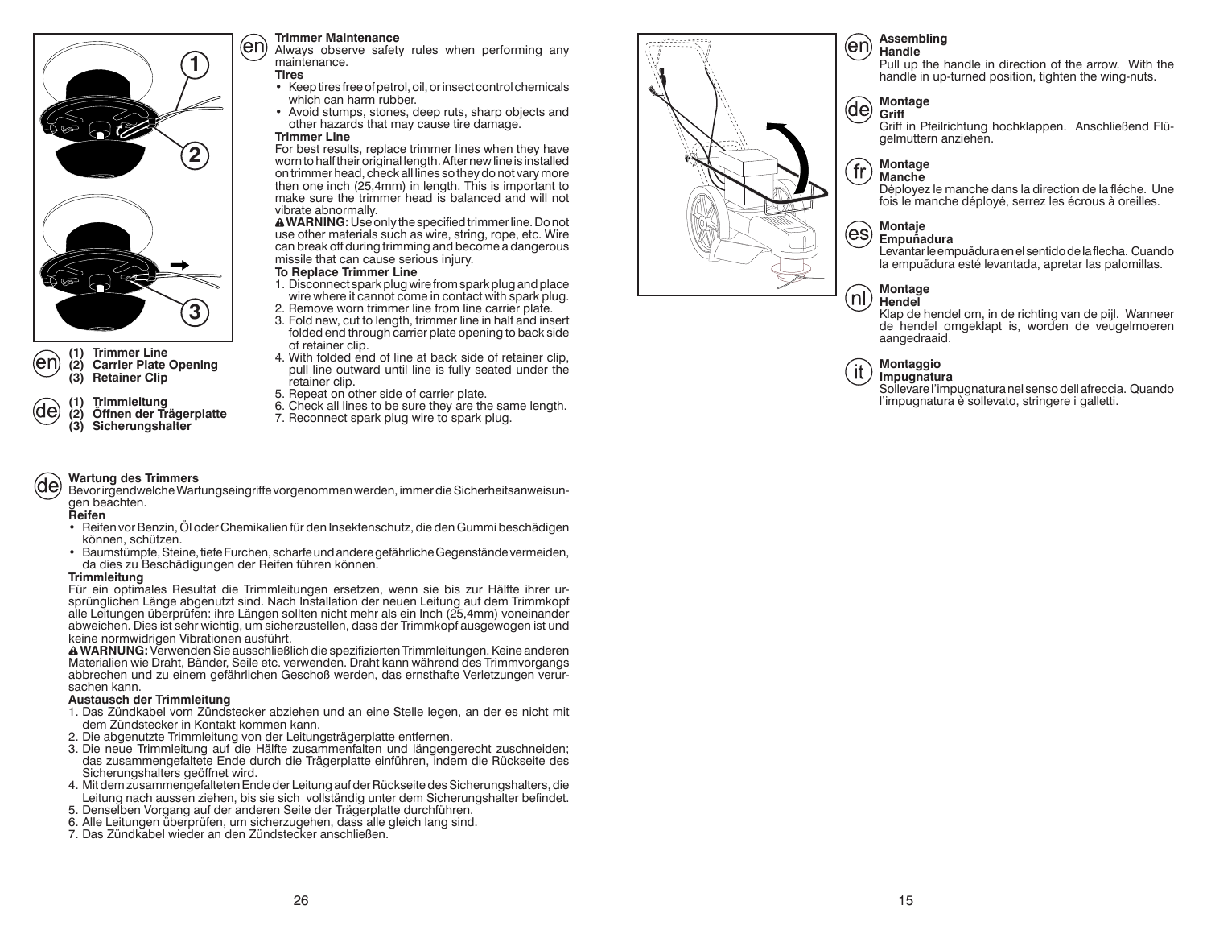(1) Trimmer Line
(2) Carrier Plate Opening
(3) Retainer Clip

(1) Trimmleitung
(2) Öffnen der Trägerplatte
(3) Sicherungshalter

## Trimmer Maintenance

Always observe safety rules when performing any maintenance.

**Tires**

- Keep tires free of petrol, oil, or insect control chemicals which can harm rubber.
- Avoid stumps, stones, deep ruts, sharp objects and other hazards that may cause tire damage.

**Trimmer Line**

For best results, replace trimmer lines when they have worn to half their original length. After new line is installed on trimmer head, check all lines so they do not vary more then one inch (25,4mm) in length. This is important to make sure the trimmer head is balanced and will not vibrate abnormally.

⚠ **WARNING:** Use only the specified trimmer line. Do not use other materials such as wire, string, rope, etc. Wire can break off during trimming and become a dangerous missile that can cause serious injury.

**To Replace Trimmer Line**

1. Disconnect spark plug wire from spark plug and place wire where it cannot come in contact with spark plug.
2. Remove worn trimmer line from line carrier plate.
3. Fold new, cut to length, trimmer line in half and insert folded end through carrier plate opening to back side of retainer clip.
4. With folded end of line at back side of retainer clip, pull line outward until line is fully seated under the retainer clip.
5. Repeat on other side of carrier plate.
6. Check all lines to be sure they are the same length.
7. Reconnect spark plug wire to spark plug.

## Wartung des Trimmers

Bevor irgendwelche Wartungseingriffe vorgenommen werden, immer die Sicherheitsanweisungen beachten.

**Reifen**

- Reifen vor Benzin, Öl oder Chemikalien für den Insektenschutz, die den Gummi beschädigen können, schützen.
- Baumstümpfe, Steine, tiefe Furchen, scharfe und andere gefährliche Gegenstände vermeiden, da dies zu Beschädigungen der Reifen führen können.

**Trimmleitung**

Für ein optimales Resultat die Trimmleitungen ersetzen, wenn sie bis zur Hälfte ihrer ursprünglichen Länge abgenutzt sind. Nach Installation der neuen Leitung auf dem Trimmkopf alle Leitungen überprüfen: ihre Längen sollten nicht mehr als ein Inch (25,4mm) voneinander abweichen. Dies ist sehr wichtig, um sicherzustellen, dass der Trimmkopf ausgewogen ist und keine normwidrigen Vibrationen ausführt.

⚠ **WARNUNG:** Verwenden Sie ausschließlich die spezifizierten Trimmleitungen. Keine anderen Materialien wie Draht, Bänder, Seile etc. verwenden. Draht kann während des Trimmvorgangs abbrechen und zu einem gefährlichen Geschoß werden, das ernsthafte Verletzungen verursachen kann.

**Austausch der Trimmleitung**

1. Das Zündkabel vom Zündstecker abziehen und an eine Stelle legen, an der es nicht mit dem Zündstecker in Kontakt kommen kann.
2. Die abgenutzte Trimmleitung von der Leitungsträgerplatte entfernen.
3. Die neue Trimmleitung auf die Hälfte zusammenfalten und längengerecht zuschneiden; das zusammengefaltete Ende durch die Trägerplatte einführen, indem die Rückseite des Sicherungshalters geöffnet wird.
4. Mit dem zusammengefalteten Ende der Leitung auf der Rückseite des Sicherungshalters, die Leitung nach aussen ziehen, bis sie sich vollständig unter dem Sicherungshalter befindet.
5. Denselben Vorgang auf der anderen Seite der Trägerplatte durchführen.
6. Alle Leitungen überprüfen, um sicherzugehen, dass alle gleich lang sind.
7. Das Zündkabel wieder an den Zündstecker anschließen.

## Assembling

**Handle**

Pull up the handle in direction of the arrow. With the handle in up-turned position, tighten the wing-nuts.

## Montage

**Griff**

Griff in Pfeilrichtung hochklappen. Anschließend Flügelmuttern anziehen.

## Montage

**Manche**

Déployez le manche dans la direction de la fléche. Une fois le manche déployé, serrez les écrous à oreilles.

## Montaje

**Empuñadura**

Levantar le empuädura en el sentido de la flecha. Cuando la empuädura esté levantada, apretar las palomillas.

## Montage

**Hendel**

Klap de hendel om, in de richting van de pijl. Wanneer de hendel omgeklapt is, worden de veugelmoeren aangedraaid.

## Montaggio

**Impugnatura**

Sollevare l'impugnatura nel senso dell afreccia. Quando l'impugnatura è sollevato, stringere i galletti.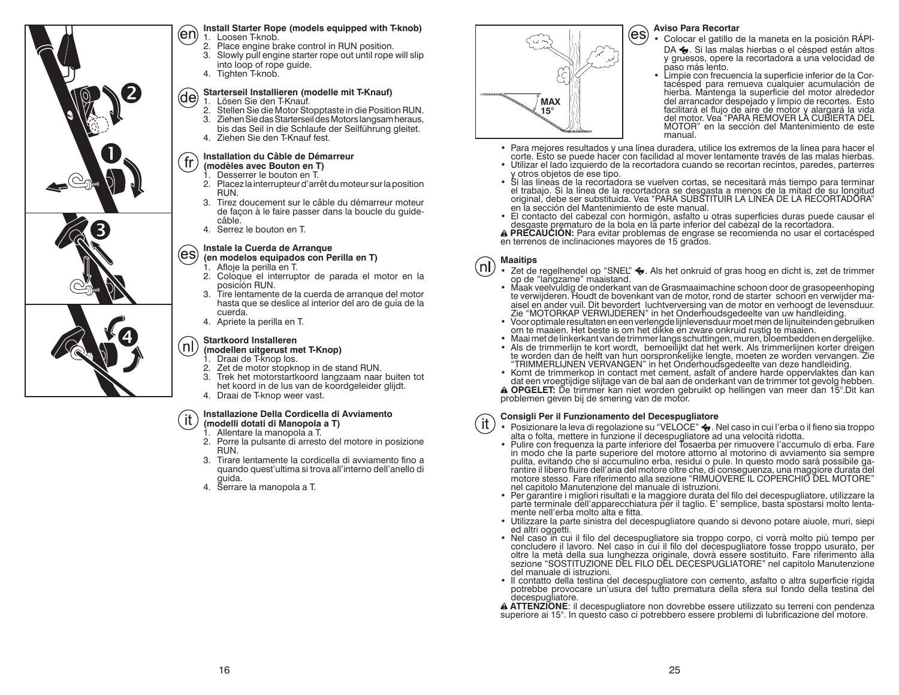## Install Starter Rope (models equipped with T-knob)

1. Loosen T-knob.
2. Place engine brake control in RUN position.
3. Slowly pull engine starter rope out until rope will slip into loop of rope guide.
4. Tighten T-knob.

## Starterseil Installieren (modelle mit T-Knauf)

1. Lösen Sie den T-Knauf.
2. Stellen Sie die Motor Stopptaste in die Position RUN.
3. Ziehen Sie das Starterseil des Motors langsam heraus, bis das Seil in die Schlaufe der Seilführung gleitet.
4. Ziehen Sie den T-Knauf fest.

## Installation du Câble de Démarreur (modèles avec Bouton en T)

1. Desserrer le bouton en T.
2. Placez la interrupteur d'arrêt du moteur sur la position RUN.
3. Tirez doucement sur le câble du démarreur moteur de façon à le faire passer dans la boucle du guide-câble.
4. Serrez le bouton en T.

## Instale la Cuerda de Arranque (en modelos equipados con Perilla en T)

1. Afloje la perilla en T.
2. Coloque el interruptor de parada el motor en la posición RUN.
3. Tire lentamente de la cuerda de arranque del motor hasta que se deslice al interior del aro de guía de la cuerda.
4. Apriete la perilla en T.

## Startkoord Installeren (modellen uitgerust met T-Knop)

1. Draai de T-knop los.
2. Zet de motor stopknop in de stand RUN.
3. Trek het motorstartkoord langzaam naar buiten tot het koord in de lus van de koordgeleider glijdt.
4. Draai de T-knop weer vast.

## Installazione Della Cordicella di Avviamento (modelli dotati di Manopola a T)

1. Allentare la manopola a T.
2. Porre la pulsante di arresto del motore in posizione RUN.
3. Tirare lentamente la cordicella di avviamento fino a quando quest'ultima si trova all'interno dell'anello di guida.
4. Serrare la manopola a T.

MAX 15°

## Aviso Para Recortar

- Colocar el gatillo de la maneta en la posición RÁPIDA. Si las malas hierbas o el césped están altos y gruesos, opere la recortadora a una velocidad de paso más lento.
- Limpie con frecuencia la superficie inferior de la Cortacésped para remueva cualquier acumulación de hierba. Mantenga la superficie del motor alrededor del arrancador despejado y limpio de recortes. Esto facilitará el flujo de aire de motor y alargará la vida del motor. Vea "PARA REMOVER LA CUBIERTA DEL MOTOR" en la sección del Mantenimiento de este manual.
- Para mejores resultados y una línea duradera, utilice los extremos de la línea para hacer el corte. Esto se puede hacer con facilidad al mover lentamente través de las malas hierbas.
- Utilizar el lado izquierdo de la recortadora cuando se recortan recintos, paredes, parterres y otros objetos de ese tipo.
- Si las líneas de la recortadora se vuelven cortas, se necesitará más tiempo para terminar el trabajo. Si la línea de la recortadora se desgasta a menos de la mitad de su longitud original, debe ser substituida. Vea "PARA SUBSTITUIR LA LINEA DE LA RECORTADORA" en la sección del Mantenimiento de este manual.
- El contacto del cabezal con hormigón, asfalto u otras superficies duras puede causar el desgaste prematuro de la bola en la parte inferior del cabezal de la recortadora.

⚠ **PRECAUCIÓN:** Para evitar problemas de engrase se recomienda no usar el cortacésped en terrenos de inclinaciones mayores de 15 grados.

## Maaitips

- Zet de regelhendel op "SNEL". Als het onkruid of gras hoog en dicht is, zet de trimmer op de "langzame" maaistand.
- Maak veelvuldig de onderkant van de Grasmaaimachine schoon door de grasopeenhoping te verwijderen. Houdt de bovenkant van de motor, rond de starter schoon en verwijder maaisel en ander vuil. Dit bevordert luchtverversing van de motor en verhoogt de levensduur. Zie "MOTORKAP VERWIJDEREN" in het Onderhoudsgedeelte van uw handleiding.
- Voor optimale resultaten en een verlengde lijnlevensduur moet men de lijnuiteinden gebruiken om te maaien. Het beste is om het dikke en zware onkruid rustig te maaien.
- Maai met de linkerkant van de trimmer langs schuttingen, muren, bloembedden en dergelijke.
- Als de trimmerlijn te kort wordt, bemoeilijkt dat het werk. Als trimmerlijnen korter dreigen te worden dan de helft van hun oorspronkelijke lengte, moeten ze worden vervangen. Zie "TRIMMERLIJNEN VERVANGEN" in het Onderhoudsgedeelte van deze handleiding.
- Komt de trimmerkop in contact met cement, asfalt of andere harde oppervlaktes dan kan dat een vroegtijdige slijtage van de bal aan de onderkant van de trimmer tot gevolg hebben.

⚠ **OPGELET:** De trimmer kan niet worden gebruikt op hellingen van meer dan 15°.Dit kan problemen geven bij de smering van de motor.

## Consigli Per il Funzionamento del Decespugliatore

- Posizionare la leva di regolazione su "VELOCE". Nel caso in cui l'erba o il fieno sia troppo alta o folta, mettere in funzione il decespugliatore ad una velocità ridotta.
- Pulire con frequenza la parte inferiore del Tosaerba per rimuovere l'accumulo di erba. Fare in modo che la parte superiore del motore attorno al motorino di avviamento sia sempre pulita, evitando che si accumulino erba, residui o pule. In questo modo sarà possibile garantire il libero fluire dell'aria del motore oltre che, di conseguenza, una maggiore durata del motore stesso. Fare riferimento alla sezione "RIMUOVERE IL COPERCHIO DEL MOTORE" nel capitolo Manutenzione del manuale di istruzioni.
- Per garantire i migliori risultati e la maggiore durata del filo del decespugliatore, utilizzare la parte terminale dell'apparecchiatura per il taglio. E' semplice, basta spostarsi molto lentamente nell'erba molto alta e fitta.
- Utilizzare la parte sinistra del decespugliatore quando si devono potare aiuole, muri, siepi ed altri oggetti.
- Nel caso in cui il filo del decespugliatore sia troppo corpo, ci vorrà molto più tempo per concludere il lavoro. Nel caso in cui il filo del decespugliatore fosse troppo usurato, per oltre la metà della sua lunghezza originale, dovrà essere sostituito. Fare riferimento alla sezione "SOSTITUZIONE DEL FILO DEL DECESPUGLIATORE" nel capitolo Manutenzione del manuale di istruzioni.
- Il contatto della testina del decespugliatore con cemento, asfalto o altra superficie rigida potrebbe provocare un'usura del tutto prematura della sfera sul fondo della testina del decespugliatore.

⚠ **ATTENZIONE**: il decespugliatore non dovrebbe essere utilizzato su terreni con pendenza superiore ai 15°. In questo caso ci potrebbero essere problemi di lubrificazione del motore.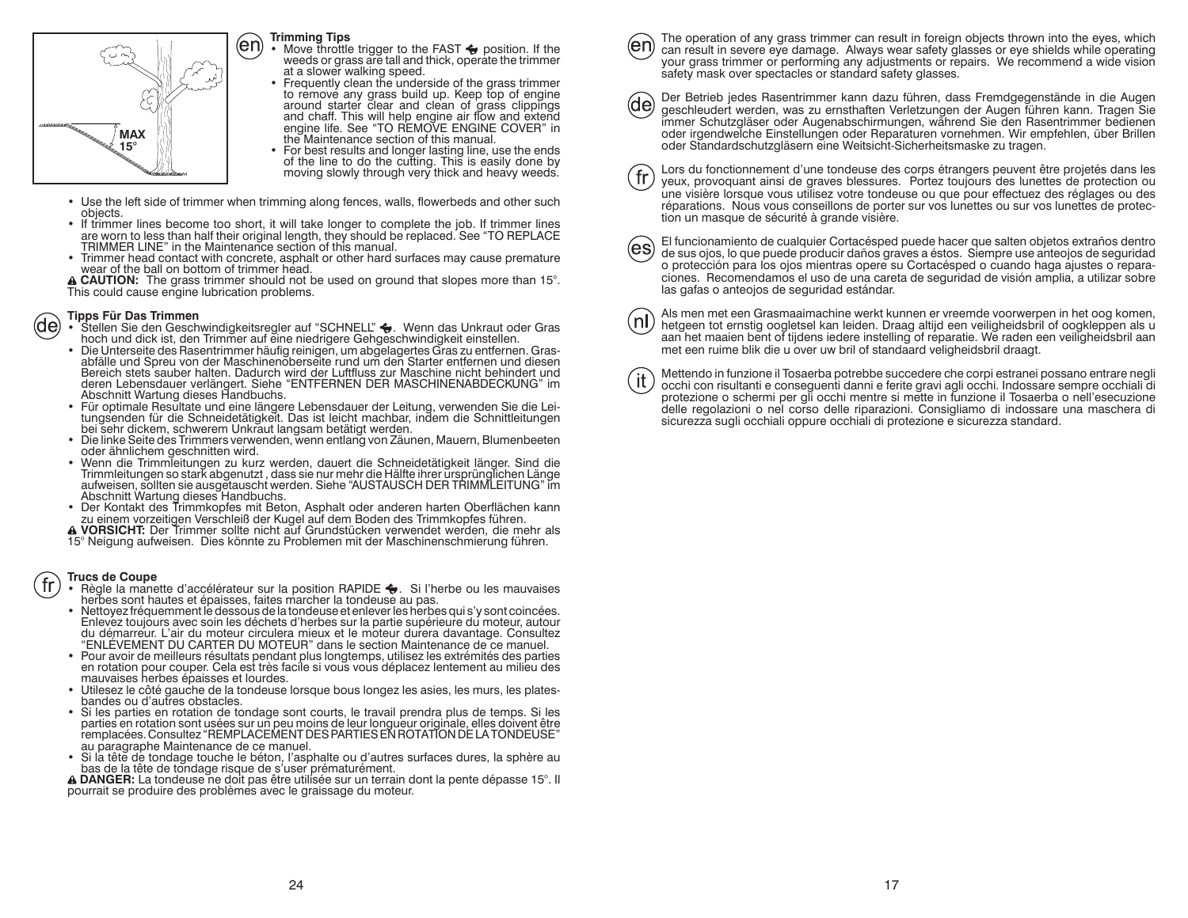(en)

## Trimming Tips

- Move throttle trigger to the FAST position. If the weeds or grass are tall and thick, operate the trimmer at a slower walking speed.
- Frequently clean the underside of the grass trimmer to remove any grass build up. Keep top of engine around starter clear and clean of grass clippings and chaff. This will help engine air flow and extend engine life. See "TO REMOVE ENGINE COVER" in the Maintenance section of this manual.
- For best results and longer lasting line, use the ends of the line to do the cutting. This is easily done by moving slowly through very thick and heavy weeds.

MAX 15°

- Use the left side of trimmer when trimming along fences, walls, flowerbeds and other such objects.
- If trimmer lines become too short, it will take longer to complete the job. If trimmer lines are worn to less than half their original length, they should be replaced. See "TO REPLACE TRIMMER LINE" in the Maintenance section of this manual.
- Trimmer head contact with concrete, asphalt or other hard surfaces may cause premature wear of the ball on bottom of trimmer head.

**CAUTION:** The grass trimmer should not be used on ground that slopes more than 15°. This could cause engine lubrication problems.

(de)

## Tipps Für Das Trimmen

- Stellen Sie den Geschwindigkeitsregler auf "SCHNELL". Wenn das Unkraut oder Gras hoch und dick ist, den Trimmer auf eine niedrigere Gehgeschwindigkeit einstellen.
- Die Unterseite des Rasentrimmer häufig reinigen, um abgelagertes Gras zu entfernen. Grasabfälle und Spreu von der Maschinenoberseite rund um den Starter entfernen und diesen Bereich stets sauber halten. Dadurch wird der Luftfluss zur Maschine nicht behindert und deren Lebensdauer verlängert. Siehe "ENTFERNEN DER MASCHINENABDECKUNG" im Abschnitt Wartung dieses Handbuchs.
- Für optimale Resultate und eine längere Lebensdauer der Leitung, verwenden Sie die Leitungsenden für die Schneidetätigkeit. Das ist leicht machbar, indem die Schnittleitungen bei sehr dickem, schwerem Unkraut langsam betätigt werden.
- Die linke Seite des Trimmers verwenden, wenn entlang von Zäunen, Mauern, Blumenbeeten oder ähnlichem geschnitten wird.
- Wenn die Trimmleitungen zu kurz werden, dauert die Schneidetätigkeit länger. Sind die Trimmleitungen so stark abgenutzt , dass sie nur mehr die Hälfte ihrer ursprünglichen Länge aufweisen, sollten sie ausgetauscht werden. Siehe "AUSTAUSCH DER TRIMMLEITUNG" im Abschnitt Wartung dieses Handbuchs.
- Der Kontakt des Trimmkopfes mit Beton, Asphalt oder anderen harten Oberflächen kann zu einem vorzeitigen Verschleiß der Kugel auf dem Boden des Trimmkopfes führen.

**VORSICHT:** Der Trimmer sollte nicht auf Grundstücken verwendet werden, die mehr als 15° Neigung aufweisen. Dies könnte zu Problemen mit der Maschinenschmierung führen.

(fr)

## Trucs de Coupe

- Règle la manette d'accélérateur sur la position RAPIDE. Si l'herbe ou les mauvaises herbes sont hautes et épaisses, faites marcher la tondeuse au pas.
- Nettoyez fréquemment le dessous de la tondeuse et enlever les herbes qui s'y sont coincées. Enlevez toujours avec soin les déchets d'herbes sur la partie supérieure du moteur, autour du démarreur. L'air du moteur circulera mieux et le moteur durera davantage. Consultez "ENLEVEMENT DU CARTER DU MOTEUR" dans le section Maintenance de ce manuel.
- Pour avoir de meilleurs résultats pendant plus longtemps, utilisez les extrémités des parties en rotation pour couper. Cela est très facile si vous vous déplacez lentement au milieu des mauvaises herbes épaisses et lourdes.
- Utilisez le côté gauche de la tondeuse lorsque bous longez les asies, les murs, les plates-bandes ou d'autres obstacles.
- Si les parties en rotation de tondage sont courts, le travail prendra plus de temps. Si les parties en rotation sont usées sur un peu moins de leur longueur originale, elles doivent être remplacées. Consultez "REMPLACEMENT DES PARTIES EN ROTATION DE LA TONDEUSE" au paragraphe Maintenance de ce manuel.
- Si la tête de tondage touche le béton, l'asphalte ou d'autres surfaces dures, la sphère au bas de la tête de tondage risque de s'user prématurément.

**DANGER:** La tondeuse ne doit pas être utilisée sur un terrain dont la pente dépasse 15°. Il pourrait se produire des problèmes avec le graissage du moteur.

(en) The operation of any grass trimmer can result in foreign objects thrown into the eyes, which can result in severe eye damage. Always wear safety glasses or eye shields while operating your grass trimmer or performing any adjustments or repairs. We recommend a wide vision safety mask over spectacles or standard safety glasses.

(de) Der Betrieb jedes Rasentrimmer kann dazu führen, dass Fremdgegenstände in die Augen geschleudert werden, was zu ernsthaften Verletzungen der Augen führen kann. Tragen Sie immer Schutzgläser oder Augenabschirmungen, während Sie den Rasentrimmer bedienen oder irgendwelche Einstellungen oder Reparaturen vornehmen. Wir empfehlen, über Brillen oder Standardschutzgläsern eine Weitsicht-Sicherheitsmaske zu tragen.

(fr) Lors du fonctionnement d'une tondeuse des corps étrangers peuvent être projetés dans les yeux, provoquant ainsi de graves blessures. Portez toujours des lunettes de protection ou une visière lorsque vous utilisez votre tondeuse ou que pour effectuez des réglages ou des réparations. Nous vous conseillons de porter sur vos lunettes ou sur vos lunettes de protection un masque de sécurité à grande visière.

(es) El funcionamiento de cualquier Cortacésped puede hacer que salten objetos extraños dentro de sus ojos, lo que puede producir daños graves a éstos. Siempre use anteojos de seguridad o protección para los ojos mientras opere su Cortacésped o cuando haga ajustes o reparaciones. Recomendamos el uso de una careta de seguridad de visión amplia, a utilizar sobre las gafas o anteojos de seguridad estándar.

(nl) Als men met een Grasmaaimachine werkt kunnen er vreemde voorwerpen in het oog komen, hetgeen tot ernstig oogletsel kan leiden. Draag altijd een veiligheidsbril of oogkleppen als u aan het maaien bent of tijdens iedere instelling of reparatie. We raden een veiligheidsbril aan met een ruime blik die u over uw bril of standaard veligheidsbril draagt.

(it) Mettendo in funzione il Tosaerba potrebbe succedere che corpi estranei possano entrare negli occhi con risultanti e conseguenti danni e ferite gravi agli occhi. Indossare sempre occhiali di protezione o schermi per gli occhi mentre si mette in funzione il Tosaerba o nell'esecuzione delle regolazioni o nel corso delle riparazioni. Consigliamo di indossare una maschera di sicurezza sugli occhiali oppure occhiali di protezione e sicurezza standard.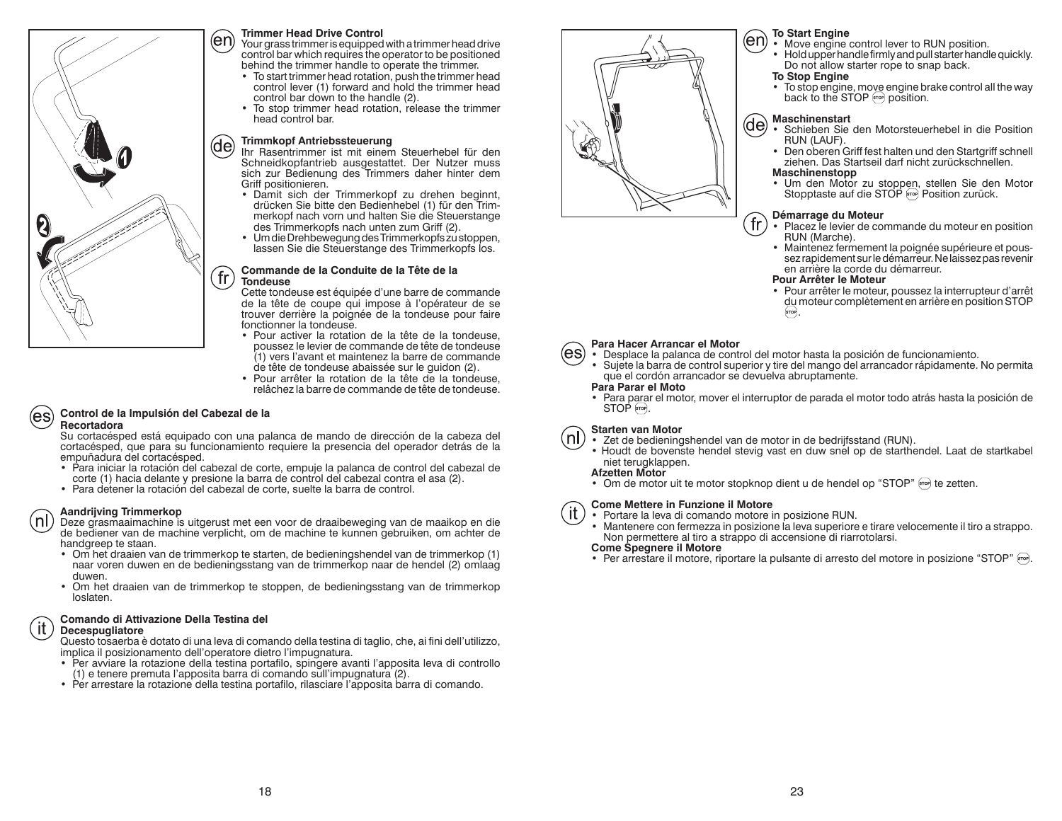## Trimmer Head Drive Control

Your grass trimmer is equipped with a trimmer head drive control bar which requires the operator to be positioned behind the trimmer handle to operate the trimmer.

- To start trimmer head rotation, push the trimmer head control lever (1) forward and hold the trimmer head control bar down to the handle (2).
- To stop trimmer head rotation, release the trimmer head control bar.

## Trimmkopf Antriebssteuerung

Ihr Rasentrimmer ist mit einem Steuerhebel für den Schneidkopfantrieb ausgestattet. Der Nutzer muss sich zur Bedienung des Trimmers daher hinter dem Griff positionieren.

- Damit sich der Trimmerkopf zu drehen beginnt, drücken Sie bitte den Bedienhebel (1) für den Trimmerkopf nach vorn und halten Sie die Steuerstange des Trimmerkopfs nach unten zum Griff (2).
- Um die Drehbewegung des Trimmerkopfs zu stoppen, lassen Sie die Steuerstange des Trimmerkopfs los.

## Commande de la Conduite de la Tête de la Tondeuse

Cette tondeuse est équipée d'une barre de commande de la tête de coupe qui impose à l'opérateur de se trouver derrière la poignée de la tondeuse pour faire fonctionner la tondeuse.

- Pour activer la rotation de la tête de la tondeuse, poussez le levier de commande de tête de tondeuse (1) vers l'avant et maintenez la barre de commande de tête de tondeuse abaissée sur le guidon (2).
- Pour arrêter la rotation de la tête de la tondeuse, relâchez la barre de commande de tête de tondeuse.

## Control de la Impulsión del Cabezal de la Recortadora

Su cortacésped está equipado con una palanca de mando de dirección de la cabeza del cortacésped, que para su funcionamiento requiere la presencia del operador detrás de la empuñadura del cortacésped.

- Para iniciar la rotación del cabezal de corte, empuje la palanca de control del cabezal de corte (1) hacia delante y presione la barra de control del cabezal contra el asa (2).
- Para detener la rotación del cabezal de corte, suelte la barra de control.

## Aandrijving Trimmerkop

Deze grasmaaimachine is uitgerust met een voor de draaibeweging van de maaikop en die de bediener van de machine verplicht, om de machine te kunnen gebruiken, om achter de handgreep te staan.

- Om het draaien van de trimmerkop te starten, de bedieningshendel van de trimmerkop (1) naar voren duwen en de bedieningsstang van de trimmerkop naar de hendel (2) omlaag duwen.
- Om het draaien van de trimmerkop te stoppen, de bedieningsstang van de trimmerkop loslaten.

## Comando di Attivazione Della Testina del Decespugliatore

Questo tosaerba è dotato di una leva di comando della testina di taglio, che, ai fini dell'utilizzo, implica il posizionamento dell'operatore dietro l'impugnatura.

- Per avviare la rotazione della testina portafilo, spingere avanti l'apposita leva di controllo (1) e tenere premuta l'apposita barra di comando sull'impugnatura (2).
- Per arrestare la rotazione della testina portafilo, rilasciare l'apposita barra di comando.

## To Start Engine

- Move engine control lever to RUN position.
- Hold upper handle firmly and pull starter handle quickly. Do not allow starter rope to snap back.

**To Stop Engine**

- To stop engine, move engine brake control all the way back to the STOP position.

## Maschinenstart

- Schieben Sie den Motorsteuerhebel in die Position RUN (LAUF).
- Den oberen Griff fest halten und den Startgriff schnell ziehen. Das Startseil darf nicht zurückschnellen.

**Maschinenstopp**

- Um den Motor zu stoppen, stellen Sie den Motor Stopptaste auf die STOP Position zurück.

## Démarrage du Moteur

- Placez le levier de commande du moteur en position RUN (Marche).
- Maintenez fermement la poignée supérieure et poussez rapidement sur le démarreur. Ne laissez pas revenir en arrière la corde du démarreur.

**Pour Arrêter le Moteur**

- Pour arrêter le moteur, poussez la interrupteur d'arrêt du moteur complètement en arrière en position STOP.

## Para Hacer Arrancar el Motor

- Desplace la palanca de control del motor hasta la posición de funcionamiento.
- Sujete la barra de control superior y tire del mango del arrancador rápidamente. No permita que el cordón arrancador se devuelva abruptamente.

**Para Parar el Moto**

- Para parar el motor, mover el interruptor de parada el motor todo atrás hasta la posición de STOP.

## Starten van Motor

- Zet de bedieningshendel van de motor in de bedrijfsstand (RUN).
- Houdt de bovenste hendel stevig vast en duw snel op de starthendel. Laat de startkabel niet terugklappen.

**Afzetten Motor**

- Om de motor uit te motor stopknop dient u de hendel op "STOP" te zetten.

## Come Mettere in Funzione il Motore

- Portare la leva di comando motore in posizione RUN.
- Mantenere con fermezza in posizione la leva superiore e tirare velocemente il tiro a strappo. Non permettere al tiro a strappo di accensione di riarrotolarsi.

**Come Spegnere il Motore**

- Per arrestare il motore, riportare la pulsante di arresto del motore in posizione "STOP".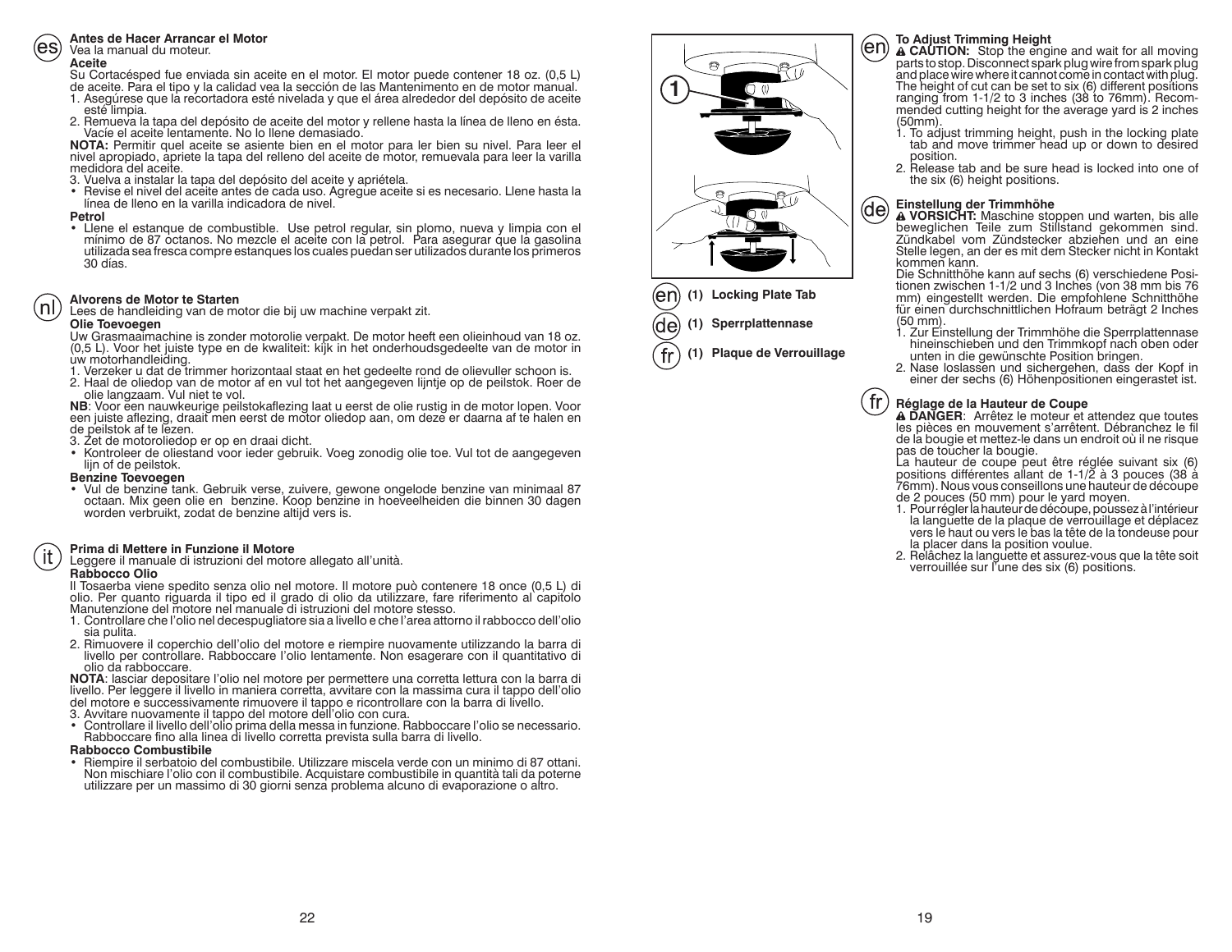## es

### Antes de Hacer Arrancar el Motor

Vea la manual du moteur.

**Aceite**

Su Cortacésped fue enviada sin aceite en el motor. El motor puede contener 18 oz. (0,5 L) de aceite. Para el tipo y la calidad vea la sección de las Mantenimento en de motor manual.

1. Asegúrese que la recortadora esté nivelada y que el área alrededor del depósito de aceite esté limpia.
2. Remueva la tapa del depósito de aceite del motor y rellene hasta la línea de lleno en ésta. Vacíe el aceite lentamente. No lo llene demasiado.

**NOTA:** Permitir quel aceite se asiente bien en el motor para ler bien su nivel. Para leer el nivel apropiado, apriete la tapa del relleno del aceite de motor, remuevala para leer la varilla medidora del aceite.

3. Vuelva a instalar la tapa del depósito del aceite y apriétela.

- Revise el nivel del aceite antes de cada uso. Agregue aceite si es necesario. Llene hasta la línea de lleno en la varilla indicadora de nivel.

**Petrol**

- Llene el estanque de combustible. Use petrol regular, sin plomo, nueva y limpia con el mínimo de 87 octanos. No mezcle el aceite con la petrol. Para asegurar que la gasolina utilizada sea fresca compre estanques los cuales puedan ser utilizados durante los primeros 30 días.

## nl

### Alvorens de Motor te Starten

Lees de handleiding van de motor die bij uw machine verpakt zit.

**Olie Toevoegen**

Uw Grasmaaimachine is zonder motorolie verpakt. De motor heeft een olieinhoud van 18 oz. (0,5 L). Voor het juiste type en de kwaliteit: kijk in het onderhoudsgedeelte van de motor in uw motorhandleiding.

1. Verzeker u dat de trimmer horizontaal staat en het gedeelte rond de olievuller schoon is.
2. Haal de oliedop van de motor af en vul tot het aangegeven lijntje op de peilstok. Roer de olie langzaam. Vul niet te vol.

**NB**: Voor een nauwkeurige peilstokaflezing laat u eerst de olie rustig in de motor lopen. Voor een juiste aflezing, draait men eerst de motor oliedop aan, om deze er daarna af te halen en de peilstok af te lezen.

3. Zet de motoroliedop er op en draai dicht.

- Kontroleer de oliestand voor ieder gebruik. Voeg zonodig olie toe. Vul tot de aangegeven lijn of de peilstok.

**Benzine Toevoegen**

- Vul de benzine tank. Gebruik verse, zuivere, gewone ongelode benzine van minimaal 87 octaan. Mix geen olie en benzine. Koop benzine in hoeveelheiden die binnen 30 dagen worden verbruikt, zodat de benzine altijd vers is.

## it

### Prima di Mettere in Funzione il Motore

Leggere il manuale di istruzioni del motore allegato all'unità.

**Rabbocco Olio**

Il Tosaerba viene spedito senza olio nel motore. Il motore può contenere 18 once (0,5 L) di olio. Per quanto riguarda il tipo ed il grado di olio da utilizzare, fare riferimento al capitolo Manutenzione del motore nel manuale di istruzioni del motore stesso.

1. Controllare che l'olio nel decespugliatore sia a livello e che l'area attorno il rabbocco dell'olio sia pulita.
2. Rimuovere il coperchio dell'olio del motore e riempire nuovamente utilizzando la barra di livello per controllare. Rabboccare l'olio lentamente. Non esagerare con il quantitativo di olio da rabboccare.

**NOTA**: lasciar depositare l'olio nel motore per permettere una corretta lettura con la barra di livello. Per leggere il livello in maniera corretta, avvitare con la massima cura il tappo dell'olio del motore e successivamente rimuovere il tappo e ricontrollare con la barra di livello.

3. Avvitare nuovamente il tappo del motore dell'olio con cura.

- Controllare il livello dell'olio prima della messa in funzione. Rabboccare l'olio se necessario. Rabboccare fino alla linea di livello corretta prevista sulla barra di livello.

**Rabbocco Combustibile**

- Riempire il serbatoio del combustibile. Utilizzare miscela verde con un minimo di 87 ottani. Non mischiare l'olio con il combustibile. Acquistare combustibile in quantità tali da poterne utilizzare per un massimo di 30 giorni senza problema alcuno di evaporazione o altro.

en (1) Locking Plate Tab

de (1) Sperrplattennase

fr (1) Plaque de Verrouillage

## en

### To Adjust Trimming Height

⚠ **CAUTION:** Stop the engine and wait for all moving parts to stop. Disconnect spark plug wire from spark plug and place wire where it cannot come in contact with plug. The height of cut can be set to six (6) different positions ranging from 1-1/2 to 3 inches (38 to 76mm). Recommended cutting height for the average yard is 2 inches (50mm).

1. To adjust trimming height, push in the locking plate tab and move trimmer head up or down to desired position.
2. Release tab and be sure head is locked into one of the six (6) height positions.

## de

### Einstellung der Trimmhöhe

⚠ **VORSICHT:** Maschine stoppen und warten, bis alle beweglichen Teile zum Stillstand gekommen sind. Zündkabel vom Zündstecker abziehen und an eine Stelle legen, an der es mit dem Stecker nicht in Kontakt kommen kann.

Die Schnitthöhe kann auf sechs (6) verschiedene Positionen zwischen 1-1/2 und 3 Inches (von 38 mm bis 76 mm) eingestellt werden. Die empfohlene Schnitthöhe für einen durchschnittlichen Hofraum beträgt 2 Inches (50 mm).

1. Zur Einstellung der Trimmhöhe die Sperrplattennase hineinschieben und den Trimmkopf nach oben oder unten in die gewünschte Position bringen.
2. Nase loslassen und sichergehen, dass der Kopf in einer der sechs (6) Höhenpositionen eingerastet ist.

## fr

### Réglage de la Hauteur de Coupe

⚠ **DANGER**: Arrêtez le moteur et attendez que toutes les pièces en mouvement s'arrêtent. Débranchez le fil de la bougie et mettez-le dans un endroit où il ne risque pas de toucher la bougie.

La hauteur de coupe peut être réglée suivant six (6) positions différentes allant de 1-1/2 à 3 pouces (38 à 76mm). Nous vous conseillons une hauteur de découpe de 2 pouces (50 mm) pour le yard moyen.

1. Pour régler la hauteur de découpe, poussez à l'intérieur la languette de la plaque de verrouillage et déplacez vers le haut ou vers le bas la tête de la tondeuse pour la placer dans la position voulue.
2. Relâchez la languette et assurez-vous que la tête soit verrouillée sur l'une des six (6) positions.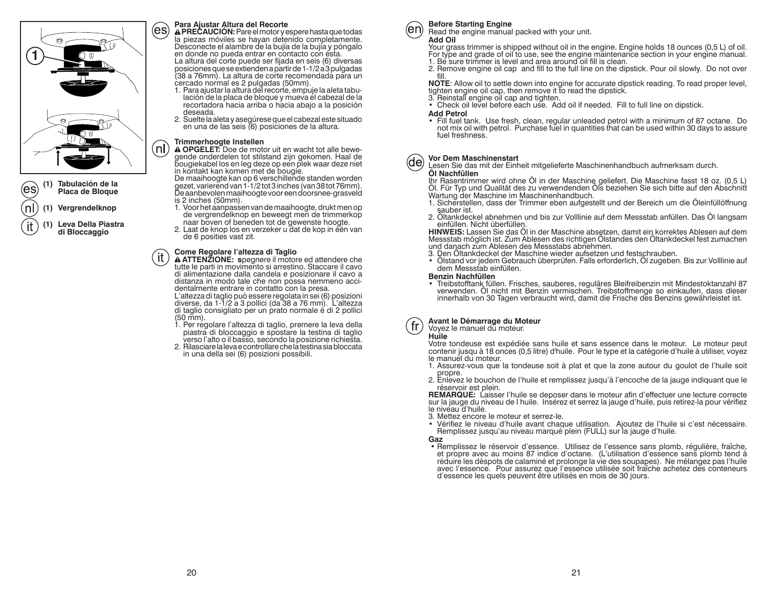(1) Tabulación de la Placa de Bloque

(1) Vergrendelknop

(1) Leva Della Piastra di Bloccaggio

## Para Ajustar Altura del Recorte

**PRECAUCIÓN:** Pare el motor y espere hasta que todas la piezas móviles se hayan detenido completamente. Desconecte el alambre de la bujía de la bujía y póngalo en donde no pueda entrar en contacto con ésta.

La altura del corte puede ser fijada en seis (6) diversas posiciones que se extienden a partir de 1-1/2 a 3 pulgadas (38 a 76mm). La altura de corte recomendada para un cercado normal es 2 pulgadas (50mm).

1. Para ajustar la altura del recorte, empuje la aleta tabulación de la placa de bloque y mueva el cabezal de la recortadora hacia arriba o hacia abajo a la posición deseada.
2. Suelte la aleta y asegúrese que el cabezal este situado en una de las seis (6) posiciones de la altura.

## Trimmerhoogte Instellen

**OPGELET:** Doe de motor uit en wacht tot alle bewegende onderdelen tot stilstand zijn gekomen. Haal de bougiekabel los en leg deze op een plek waar deze niet in kontakt kan komen met de bougie.

De maaihoogte kan op 6 verschillende standen worden gezet, variërend van 1-1/2 tot 3 inches (van 38 tot 76mm). De aanbevolen maaihoogte voor een doorsnee-grasveld is 2 inches (50mm).

1. Voor het aanpassen van de maaihoogte, drukt men op de vergrendelknop en beweegt men de trimmerkop naar boven of beneden tot de gewenste hoogte.
2. Laat de knop los en verzeker u dat de kop in één van de 6 posities vast zit.

## Come Regolare l'altezza di Taglio

**ATTENZIONE:** spegnere il motore ed attendere che tutte le parti in movimento si arrestino. Staccare il cavo di alimentazione dalla candela e posizionare il cavo a distanza in modo tale che non possa nemmeno accidentalmente entrare in contatto con la presa.

L'altezza di taglio può essere regolata in sei (6) posizioni diverse, da 1-1/2 a 3 pollici (da 38 a 76 mm). L'altezza di taglio consigliato per un prato normale è di 2 pollici (50 mm).

1. Per regolare l'altezza di taglio, premere la leva della piastra di bloccaggio e spostare la testina di taglio verso l'alto o il basso, secondo la posizione richiesta.
2. Rilasciare la leva e controllare che la testina sia bloccata in una della sei (6) posizioni possibili.

## Before Starting Engine

Read the engine manual packed with your unit.

### Add Oil

Your grass trimmer is shipped without oil in the engine. Engine holds 18 ounces (0,5 L) of oil. For type and grade of oil to use, see the engine maintenance section in your engine manual.

1. Be sure trimmer is level and area around oil fill is clean.
2. Remove engine oil cap and fill to the full line on the dipstick. Pour oil slowly. Do not over fill.

**NOTE**: Allow oil to settle down into engine for accurate dipstick reading. To read proper level, tighten engine oil cap, then remove it to read the dipstick.

3. Reinstall engine oil cap and tighten.

- Check oil level before each use. Add oil if needed. Fill to full line on dipstick.

### Add Petrol

- Fill fuel tank. Use fresh, clean, regular unleaded petrol with a minimum of 87 octane. Do not mix oil with petrol. Purchase fuel in quantities that can be used within 30 days to assure fuel freshness.

## Vor Dem Maschinenstart

Lesen Sie das mit der Einheit mitgelieferte Maschinenhandbuch aufmerksam durch.

### Öl Nachfüllen

Ihr Rasentrimmer wird ohne Öl in der Maschine geliefert. Die Maschine fasst 18 oz. (0,5 L) Öl. Für Typ und Qualität des zu verwendenden Öls beziehen Sie sich bitte auf den Abschnitt Wartung der Maschine im Maschinenhandbuch.

1. Sicherstellen, dass der Trimmer eben aufgestellt und der Bereich um die Öleinfüllöffnung sauber ist.
2. Öltankdeckel abnehmen und bis zur Volllinie auf dem Messstab anfüllen. Das Öl langsam einfüllen. Nicht überfüllen.

**HINWEIS:** Lassen Sie das Öl in der Maschine absetzen, damit ein korrektes Ablesen auf dem Messstab möglich ist. Zum Ablesen des richtigen Ölstandes den Öltankdeckel fest zumachen und danach zum Ablesen des Messstabs abnehmen.

3. Den Öltankdeckel der Maschine wieder aufsetzen und festschrauben.

- Ölstand vor jedem Gebrauch überprüfen. Falls erforderlich, Öl zugeben. Bis zur Volllinie auf dem Messstab einfüllen.

### Benzin Nachfüllen

- Treibstofftank füllen. Frisches, sauberes, reguläres Bleifreibenzin mit Mindestoktanzahl 87 verwenden. Öl nicht mit Benzin vermischen. Treibstoffmenge so einkaufen, dass dieser innerhalb von 30 Tagen verbraucht wird, damit die Frische des Benzins gewährleistet ist.

## Avant le Démarrage du Moteur

Voyez le manuel du moteur.

### Huile

Votre tondeuse est expédiée sans huile et sans essence dans le moteur. Le moteur peut contenir jusqu à 18 onces (0,5 litre) d'huile. Pour le type et la catégorie d'huile à utiliser, voyez le manuel du moteur.

1. Assurez-vous que la tondeuse soit à plat et que la zone autour du goulot de l'huile soit propre.
2. Enlevez le bouchon de l'huile et remplissez jusqu'à l'encoche de la jauge indiquant que le réservoir est plein.

**REMARQUE:** Laisser l'huile se deposer dans le moteur afin d'effectuer une lecture correcte sur la jauge du niveau de l huile. Insérez et serrez la jauge d'huile, puis retirez-la pour vérifiez le niveau d'huile.

3. Mettez encore le moteur et serrez-le.

- Vérifiez le niveau d'huile avant chaque utilisation. Ajoutez de l'huile si c'est nécessaire. Remplissez jusqu'au niveau marqué plein (FULL) sur la jauge d'huile.

### Gaz

- Remplissez le réservoir d'essence. Utilisez de l'essence sans plomb, régulière, fraîche, et propre avec au moins 87 indice d'octane. (L'utilisation d'essence sans plomb tend à réduire les déspots de calaminé et prolonge la vie des soupapes). Ne mélangez pas l'huile avec l'essence. Pour assurez que l'essence utilisée soit fraîche achetez des conteneurs d'essence les quels peuvent être utilisés en mois de 30 jours.